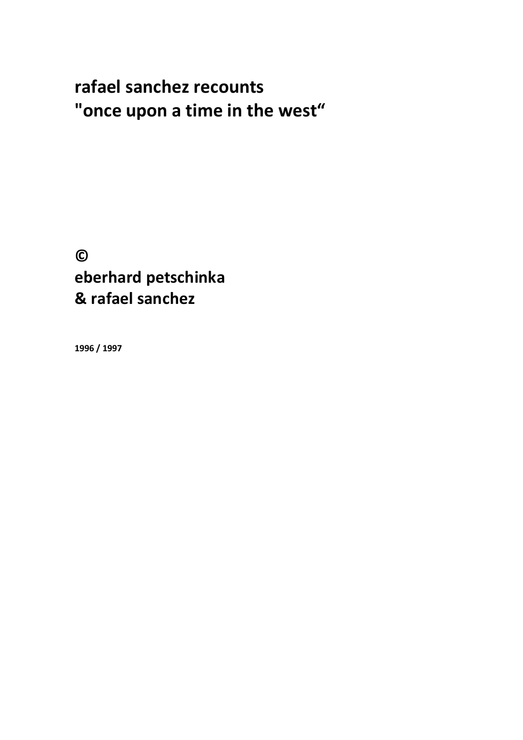# rafael sanchez recounts "once upon a time in the west“

**©**
**eberhard petschinka**
**& rafael sanchez**

**1996 / 1997**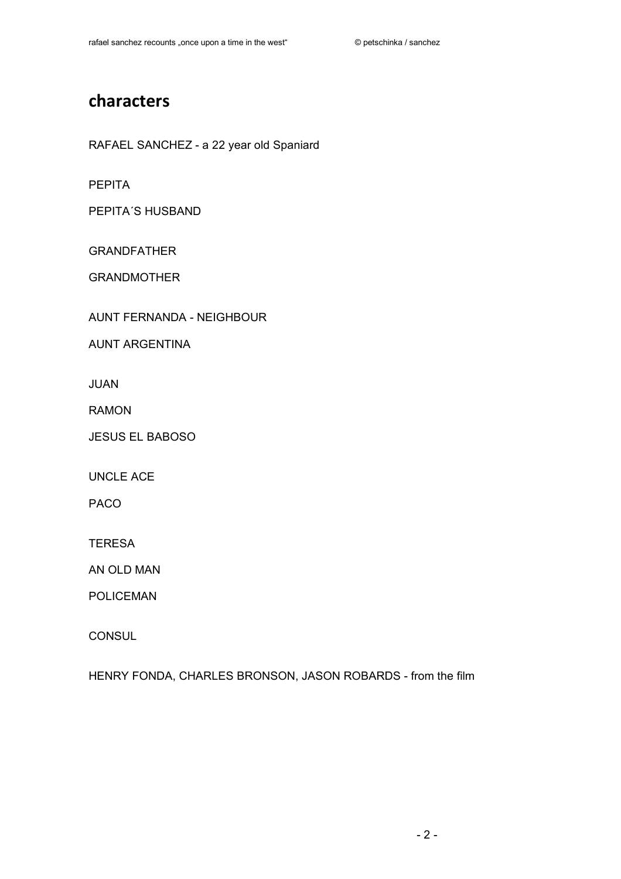## characters

RAFAEL SANCHEZ - a 22 year old Spaniard

PEPITA

PEPITA´S HUSBAND

GRANDFATHER

GRANDMOTHER

AUNT FERNANDA - NEIGHBOUR

AUNT ARGENTINA

JUAN

RAMON

JESUS EL BABOSO

UNCLE ACE

PACO

TERESA

AN OLD MAN

POLICEMAN

CONSUL

HENRY FONDA, CHARLES BRONSON, JASON ROBARDS - from the film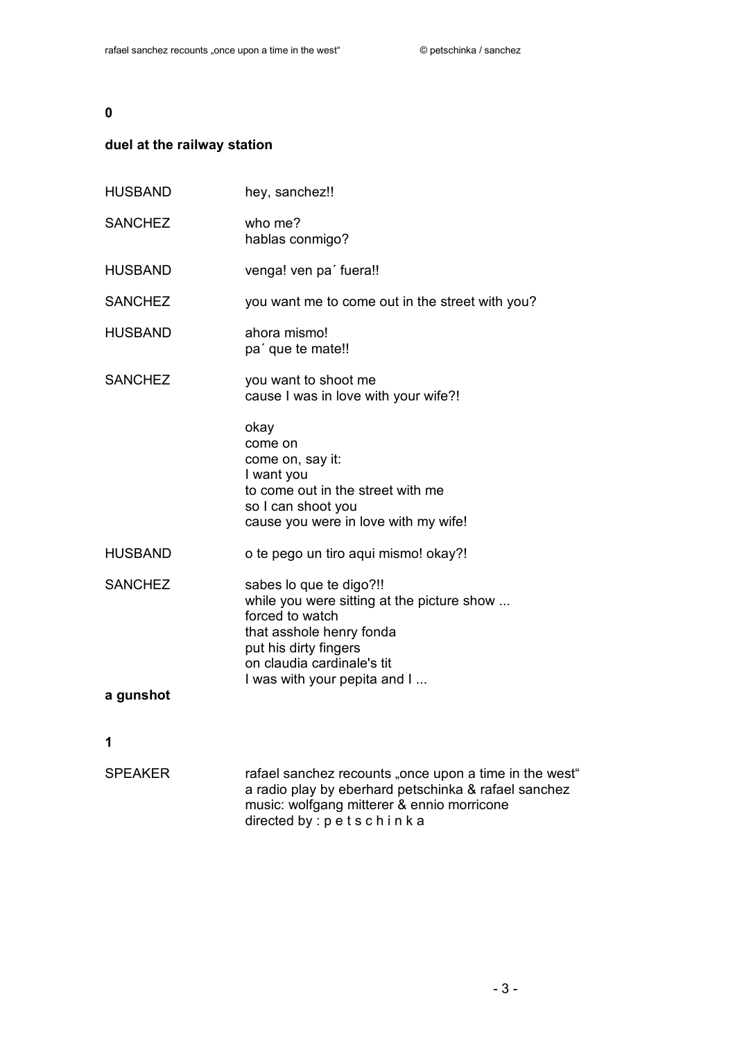**0**

**duel at the railway station**

HUSBAND hey, sanchez!!

SANCHEZ who me?
hablas conmigo?

HUSBAND venga! ven pa´ fuera!!

SANCHEZ you want me to come out in the street with you?

HUSBAND ahora mismo!
pa´ que te mate!!

SANCHEZ you want to shoot me
cause I was in love with your wife?!

okay
come on
come on, say it:
I want you
to come out in the street with me
so I can shoot you
cause you were in love with my wife!

HUSBAND o te pego un tiro aqui mismo! okay?!

SANCHEZ sabes lo que te digo?!!
while you were sitting at the picture show ...
forced to watch
that asshole henry fonda
put his dirty fingers
on claudia cardinale's tit
I was with your pepita and I ...

**a gunshot**

**1**

SPEAKER rafael sanchez recounts „once upon a time in the west“
a radio play by eberhard petschinka & rafael sanchez
music: wolfgang mitterer & ennio morricone
directed by : p e t s c h i n k a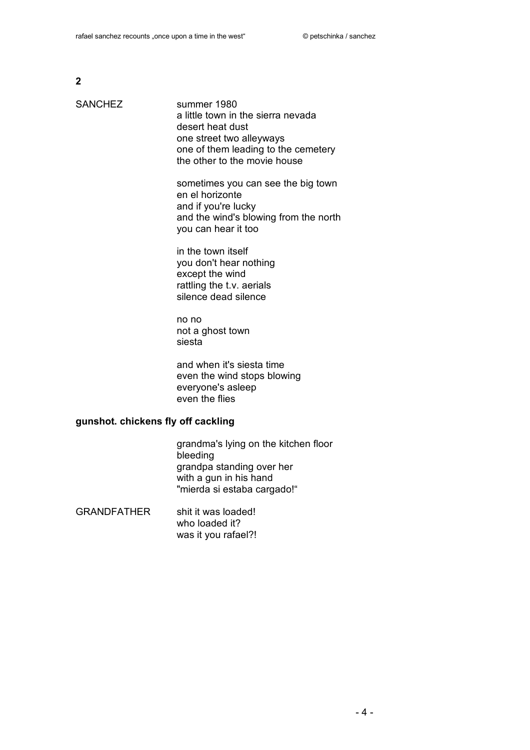**2**

SANCHEZ

summer 1980
a little town in the sierra nevada
desert heat dust
one street two alleyways
one of them leading to the cemetery
the other to the movie house

sometimes you can see the big town
en el horizonte
and if you're lucky
and the wind's blowing from the north
you can hear it too

in the town itself
you don't hear nothing
except the wind
rattling the t.v. aerials
silence dead silence

no no
not a ghost town
siesta

and when it's siesta time
even the wind stops blowing
everyone's asleep
even the flies

**gunshot. chickens fly off cackling**

grandma's lying on the kitchen floor
bleeding
grandpa standing over her
with a gun in his hand
"mierda si estaba cargado!"

GRANDFATHER

shit it was loaded!
who loaded it?
was it you rafael?!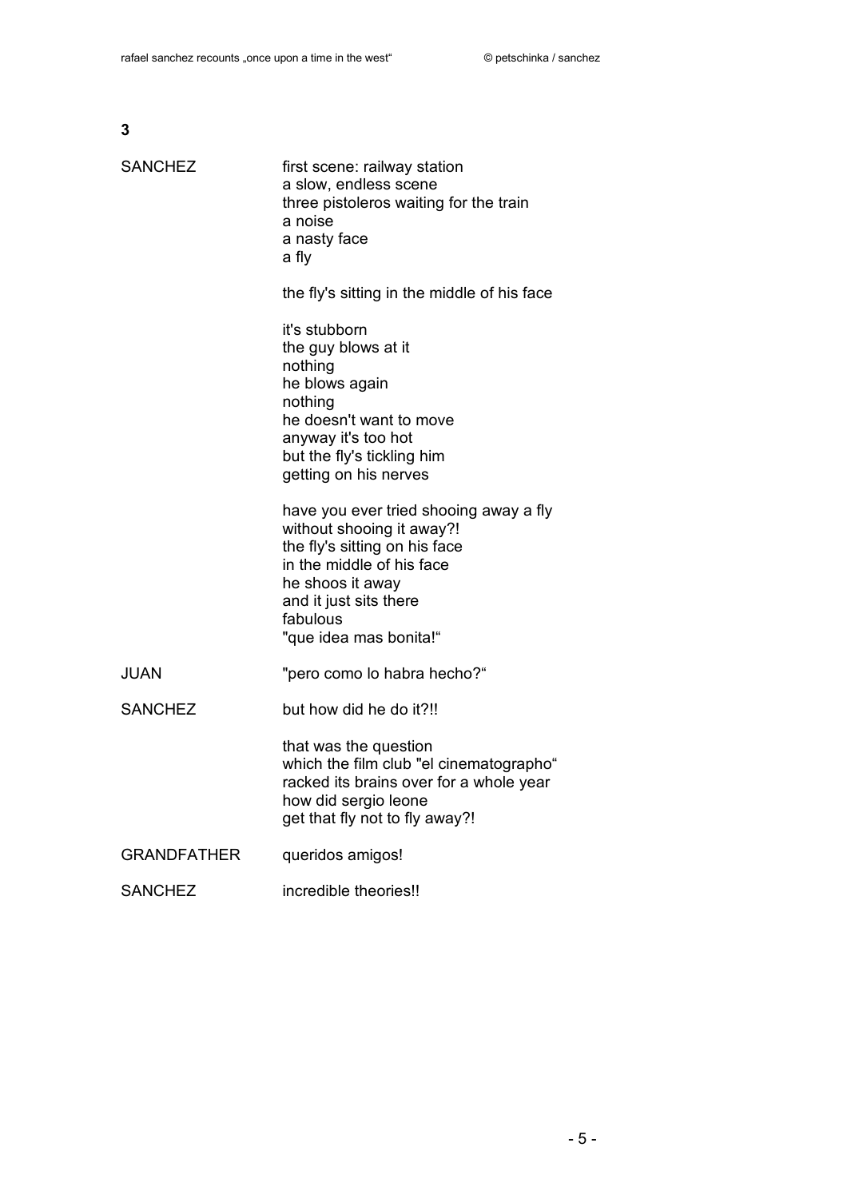**3**

| | |
|---|---|
| SANCHEZ | first scene: railway station<br>a slow, endless scene<br>three pistoleros waiting for the train<br>a noise<br>a nasty face<br>a fly<br><br>the fly's sitting in the middle of his face<br><br>it's stubborn<br>the guy blows at it<br>nothing<br>he blows again<br>nothing<br>he doesn't want to move<br>anyway it's too hot<br>but the fly's tickling him<br>getting on his nerves<br><br>have you ever tried shooing away a fly<br>without shooing it away?!<br>the fly's sitting on his face<br>in the middle of his face<br>he shoos it away<br>and it just sits there<br>fabulous<br>"que idea mas bonita!" |
| JUAN | "pero como lo habra hecho?" |
| SANCHEZ | but how did he do it?!!<br><br>that was the question<br>which the film club "el cinematographo"<br>racked its brains over for a whole year<br>how did sergio leone<br>get that fly not to fly away?! |
| GRANDFATHER | queridos amigos! |
| SANCHEZ | incredible theories!! |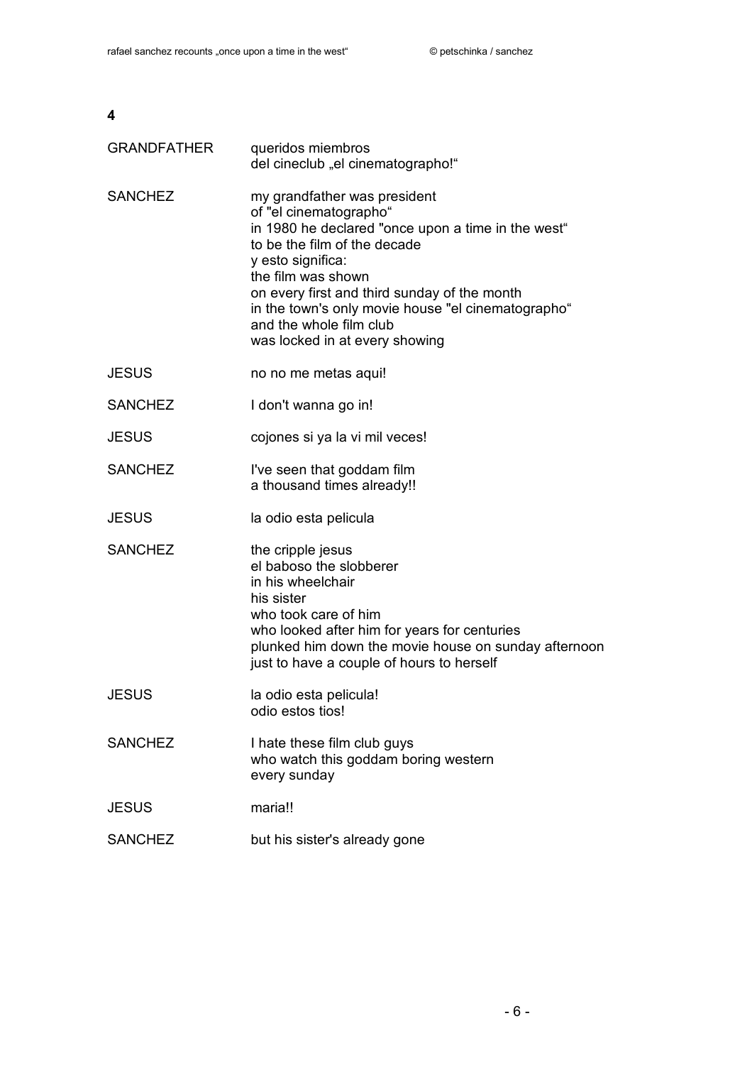## 4

| | |
|---|---|
| GRANDFATHER | queridos miembros<br>del cineclub „el cinematographo!“ |
| SANCHEZ | my grandfather was president<br>of "el cinematographo“<br>in 1980 he declared "once upon a time in the west“<br>to be the film of the decade<br>y esto significa:<br>the film was shown<br>on every first and third sunday of the month<br>in the town's only movie house "el cinematographo“<br>and the whole film club<br>was locked in at every showing |
| JESUS | no no me metas aqui! |
| SANCHEZ | I don't wanna go in! |
| JESUS | cojones si ya la vi mil veces! |
| SANCHEZ | I've seen that goddam film<br>a thousand times already!! |
| JESUS | la odio esta pelicula |
| SANCHEZ | the cripple jesus<br>el baboso the slobberer<br>in his wheelchair<br>his sister<br>who took care of him<br>who looked after him for years for centuries<br>plunked him down the movie house on sunday afternoon<br>just to have a couple of hours to herself |
| JESUS | la odio esta pelicula!<br>odio estos tios! |
| SANCHEZ | I hate these film club guys<br>who watch this goddam boring western<br>every sunday |
| JESUS | maria!! |
| SANCHEZ | but his sister's already gone |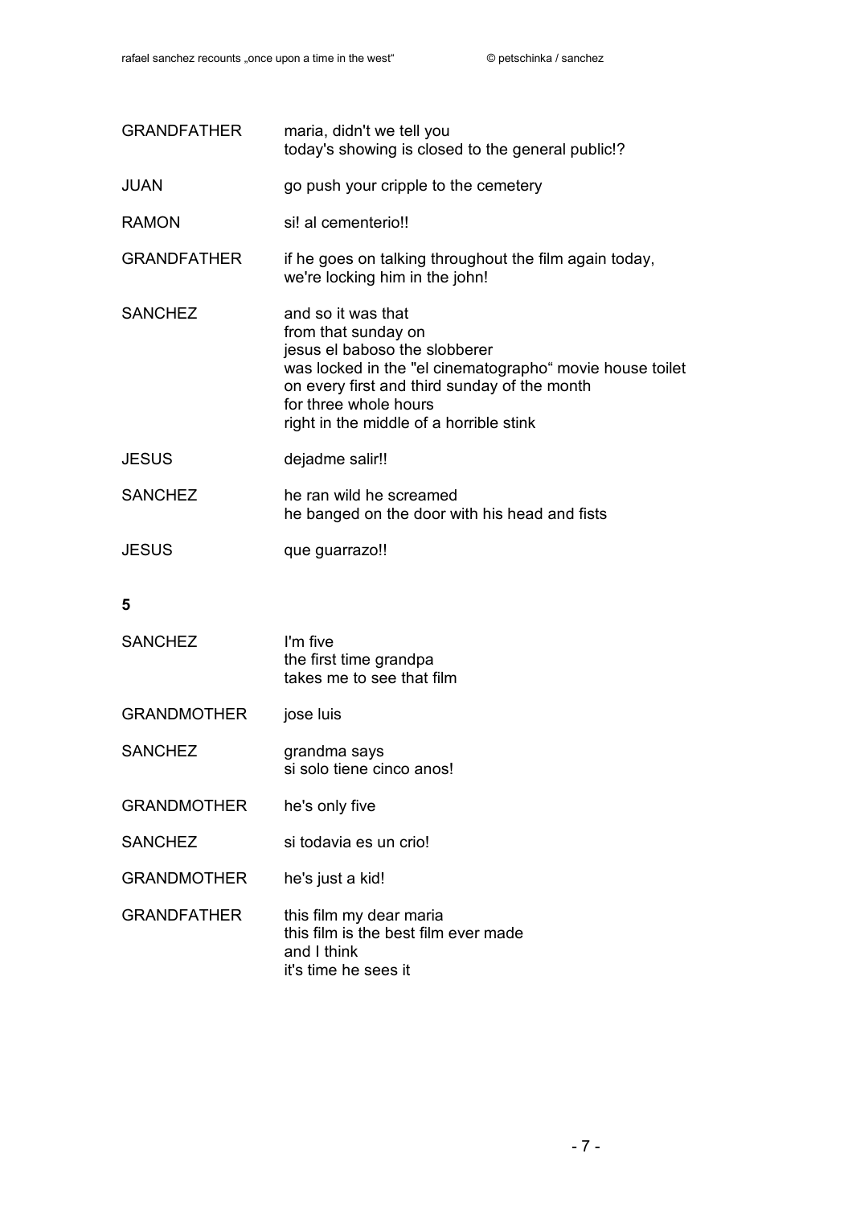| | |
|---|---|
| GRANDFATHER | maria, didn't we tell you<br>today's showing is closed to the general public!? |
| JUAN | go push your cripple to the cemetery |
| RAMON | si! al cementerio!! |
| GRANDFATHER | if he goes on talking throughout the film again today,<br>we're locking him in the john! |
| SANCHEZ | and so it was that<br>from that sunday on<br>jesus el baboso the slobberer<br>was locked in the "el cinematographo" movie house toilet<br>on every first and third sunday of the month<br>for three whole hours<br>right in the middle of a horrible stink |
| JESUS | dejadme salir!! |
| SANCHEZ | he ran wild he screamed<br>he banged on the door with his head and fists |
| JESUS | que guarrazo!! |

**5**

| | |
|---|---|
| SANCHEZ | I'm five<br>the first time grandpa<br>takes me to see that film |
| GRANDMOTHER | jose luis |
| SANCHEZ | grandma says<br>si solo tiene cinco anos! |
| GRANDMOTHER | he's only five |
| SANCHEZ | si todavia es un crio! |
| GRANDMOTHER | he's just a kid! |
| GRANDFATHER | this film my dear maria<br>this film is the best film ever made<br>and I think<br>it's time he sees it |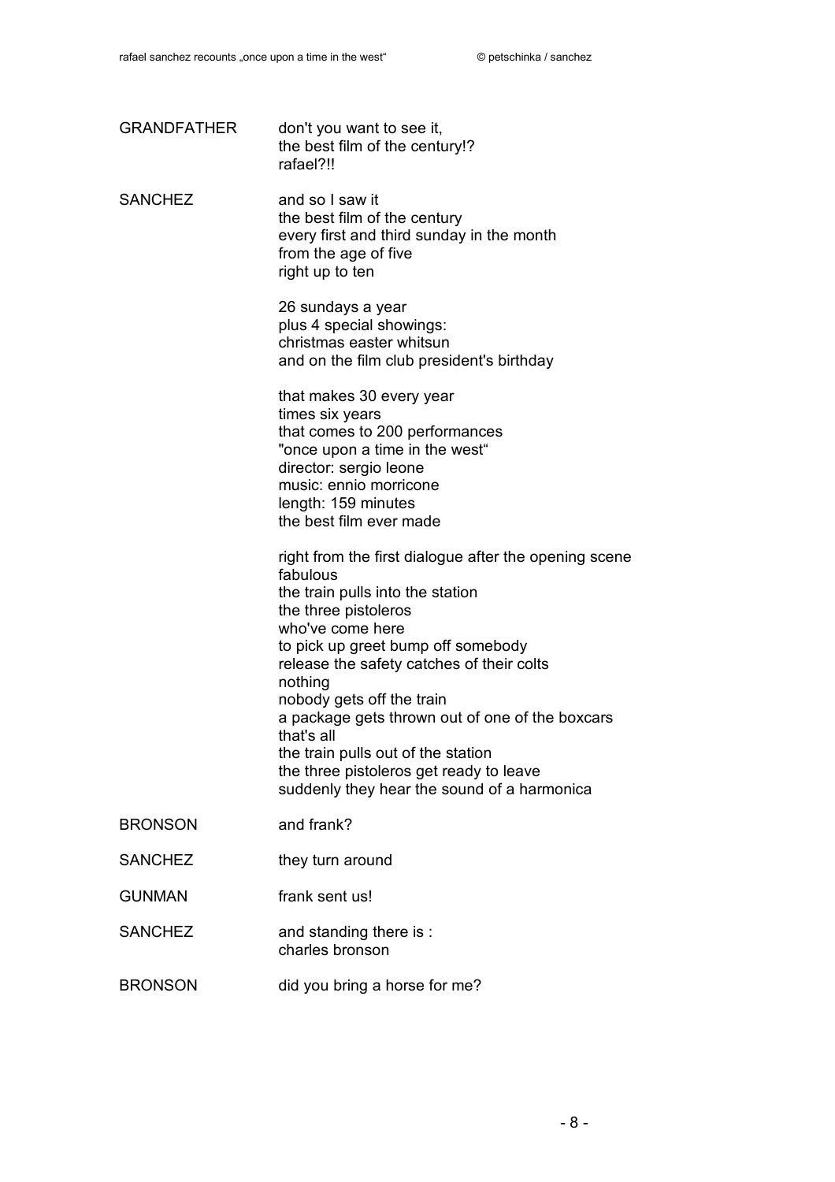GRANDFATHER don't you want to see it,
the best film of the century!?
rafael?!!

SANCHEZ and so I saw it
the best film of the century
every first and third sunday in the month
from the age of five
right up to ten

26 sundays a year
plus 4 special showings:
christmas easter whitsun
and on the film club president's birthday

that makes 30 every year
times six years
that comes to 200 performances
"once upon a time in the west“
director: sergio leone
music: ennio morricone
length: 159 minutes
the best film ever made

right from the first dialogue after the opening scene
fabulous
the train pulls into the station
the three pistoleros
who've come here
to pick up greet bump off somebody
release the safety catches of their colts
nothing
nobody gets off the train
a package gets thrown out of one of the boxcars
that's all
the train pulls out of the station
the three pistoleros get ready to leave
suddenly they hear the sound of a harmonica

BRONSON and frank?

SANCHEZ they turn around

GUNMAN frank sent us!

SANCHEZ and standing there is :
charles bronson

BRONSON did you bring a horse for me?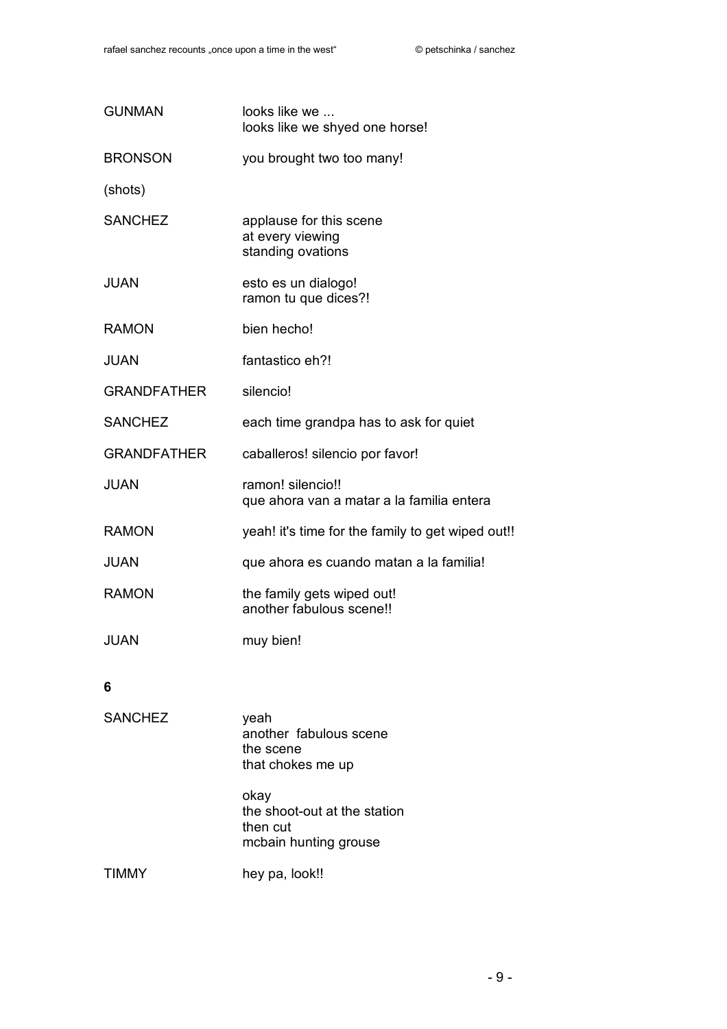| | |
|---|---|
| GUNMAN | looks like we ...<br>looks like we shyed one horse! |
| BRONSON | you brought two too many! |
| (shots) | |
| SANCHEZ | applause for this scene<br>at every viewing<br>standing ovations |
| JUAN | esto es un dialogo!<br>ramon tu que dices?! |
| RAMON | bien hecho! |
| JUAN | fantastico eh?! |
| GRANDFATHER | silencio! |
| SANCHEZ | each time grandpa has to ask for quiet |
| GRANDFATHER | caballeros! silencio por favor! |
| JUAN | ramon! silencio!!<br>que ahora van a matar a la familia entera |
| RAMON | yeah! it's time for the family to get wiped out!! |
| JUAN | que ahora es cuando matan a la familia! |
| RAMON | the family gets wiped out!<br>another fabulous scene!! |
| JUAN | muy bien! |

**6**

| | |
|---|---|
| SANCHEZ | yeah<br>another fabulous scene<br>the scene<br>that chokes me up<br><br>okay<br>the shoot-out at the station<br>then cut<br>mcbain hunting grouse |
| TIMMY | hey pa, look!! |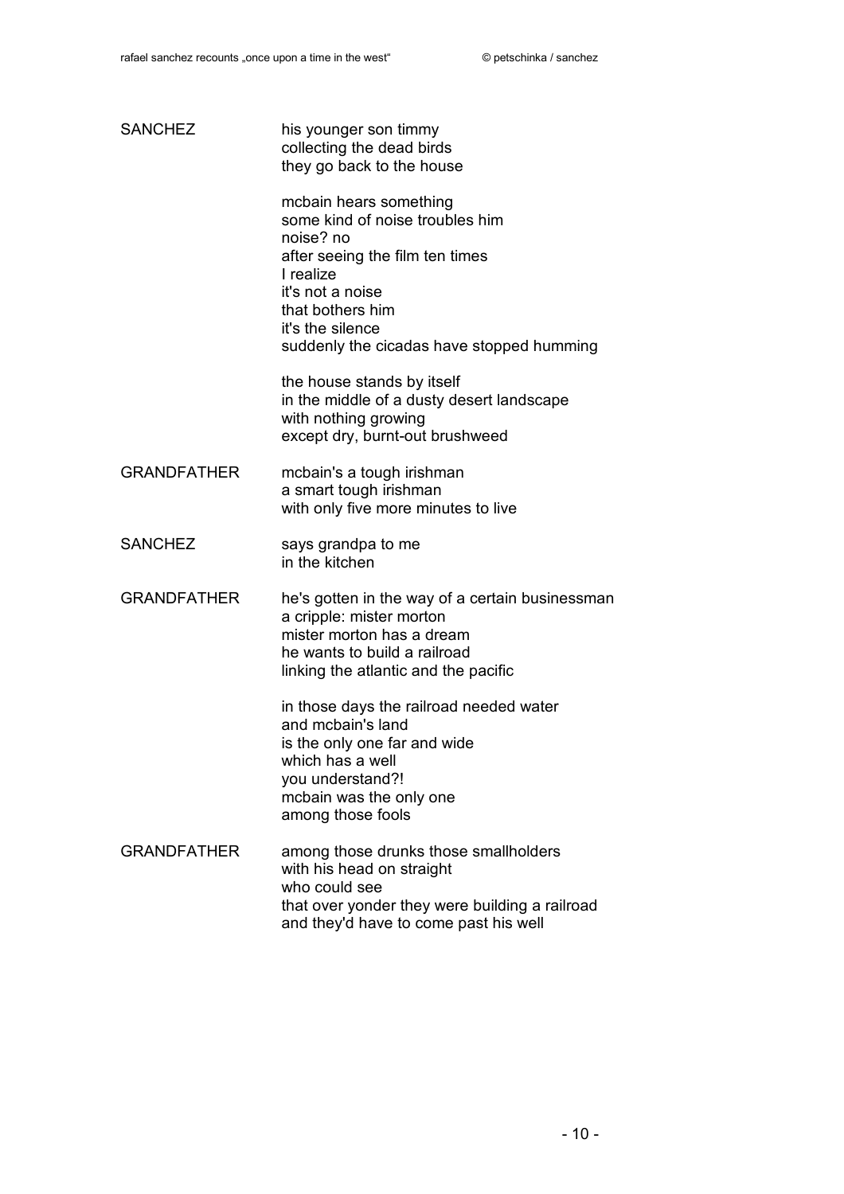SANCHEZ

his younger son timmy
collecting the dead birds
they go back to the house

mcbain hears something
some kind of noise troubles him
noise? no
after seeing the film ten times
I realize
it's not a noise
that bothers him
it's the silence
suddenly the cicadas have stopped humming

the house stands by itself
in the middle of a dusty desert landscape
with nothing growing
except dry, burnt-out brushweed

GRANDFATHER

mcbain's a tough irishman
a smart tough irishman
with only five more minutes to live

SANCHEZ

says grandpa to me
in the kitchen

GRANDFATHER

he's gotten in the way of a certain businessman
a cripple: mister morton
mister morton has a dream
he wants to build a railroad
linking the atlantic and the pacific

in those days the railroad needed water
and mcbain's land
is the only one far and wide
which has a well
you understand?!
mcbain was the only one
among those fools

GRANDFATHER

among those drunks those smallholders
with his head on straight
who could see
that over yonder they were building a railroad
and they'd have to come past his well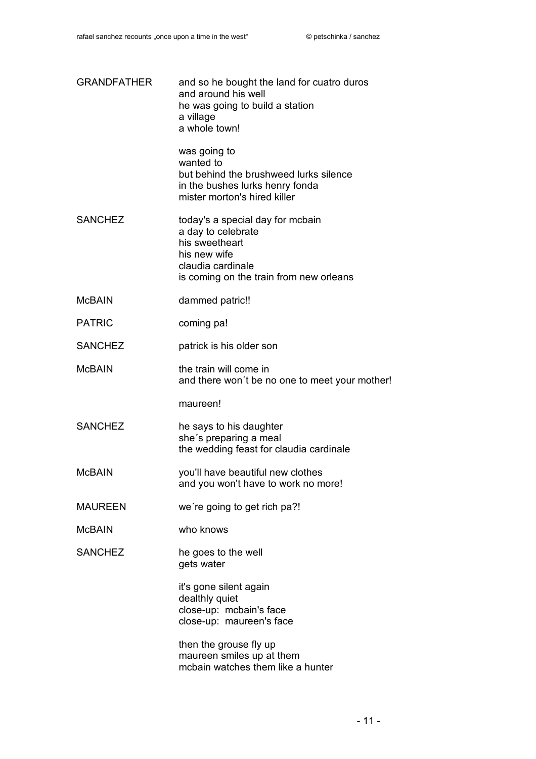| | |
|---|---|
| GRANDFATHER | and so he bought the land for cuatro duros<br>and around his well<br>he was going to build a station<br>a village<br>a whole town!<br><br>was going to<br>wanted to<br>but behind the brushweed lurks silence<br>in the bushes lurks henry fonda<br>mister morton's hired killer |
| SANCHEZ | today's a special day for mcbain<br>a day to celebrate<br>his sweetheart<br>his new wife<br>claudia cardinale<br>is coming on the train from new orleans |
| McBAIN | dammed patric!! |
| PATRIC | coming pa! |
| SANCHEZ | patrick is his older son |
| McBAIN | the train will come in<br>and there won´t be no one to meet your mother!<br><br>maureen! |
| SANCHEZ | he says to his daughter<br>she´s preparing a meal<br>the wedding feast for claudia cardinale |
| McBAIN | you'll have beautiful new clothes<br>and you won't have to work no more! |
| MAUREEN | we´re going to get rich pa?! |
| McBAIN | who knows |
| SANCHEZ | he goes to the well<br>gets water<br><br>it's gone silent again<br>dealthly quiet<br>close-up: mcbain's face<br>close-up: maureen's face<br><br>then the grouse fly up<br>maureen smiles up at them<br>mcbain watches them like a hunter |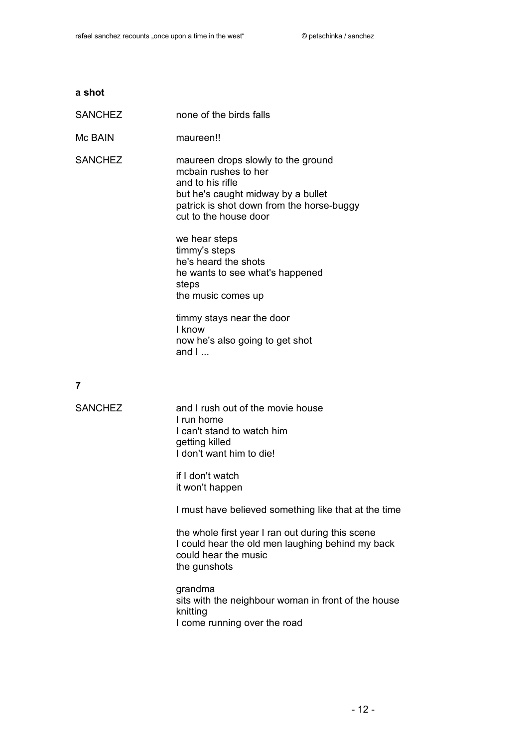**a shot**

SANCHEZ none of the birds falls

Mc BAIN maureen!!

SANCHEZ maureen drops slowly to the ground
mcbain rushes to her
and to his rifle
but he's caught midway by a bullet
patrick is shot down from the horse-buggy
cut to the house door

we hear steps
timmy's steps
he's heard the shots
he wants to see what's happened
steps
the music comes up

timmy stays near the door
I know
now he's also going to get shot
and I ...

**7**

SANCHEZ and I rush out of the movie house
I run home
I can't stand to watch him
getting killed
I don't want him to die!

if I don't watch
it won't happen

I must have believed something like that at the time

the whole first year I ran out during this scene
I could hear the old men laughing behind my back
could hear the music
the gunshots

grandma
sits with the neighbour woman in front of the house
knitting
I come running over the road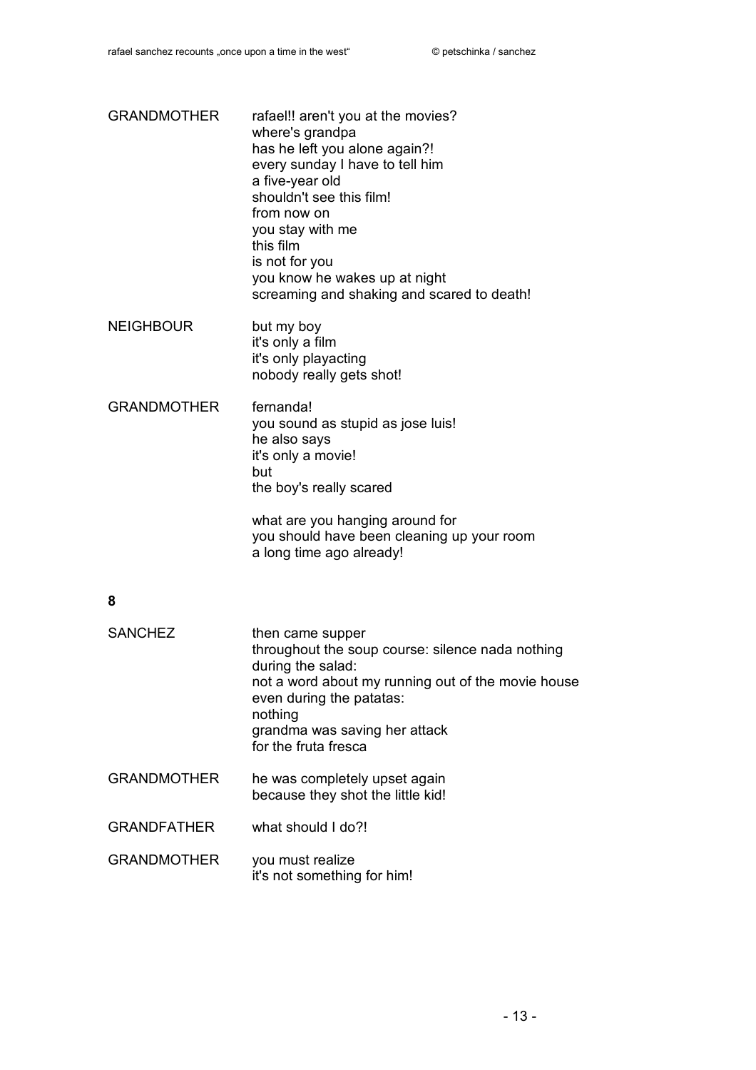GRANDMOTHER rafael!! aren't you at the movies?
where's grandpa
has he left you alone again?!
every sunday I have to tell him
a five-year old
shouldn't see this film!
from now on
you stay with me
this film
is not for you
you know he wakes up at night
screaming and shaking and scared to death!

NEIGHBOUR but my boy
it's only a film
it's only playacting
nobody really gets shot!

GRANDMOTHER fernanda!
you sound as stupid as jose luis!
he also says
it's only a movie!
but
the boy's really scared

what are you hanging around for
you should have been cleaning up your room
a long time ago already!

**8**

SANCHEZ then came supper
throughout the soup course: silence nada nothing
during the salad:
not a word about my running out of the movie house
even during the patatas:
nothing
grandma was saving her attack
for the fruta fresca

GRANDMOTHER he was completely upset again
because they shot the little kid!

GRANDFATHER what should I do?!

GRANDMOTHER you must realize
it's not something for him!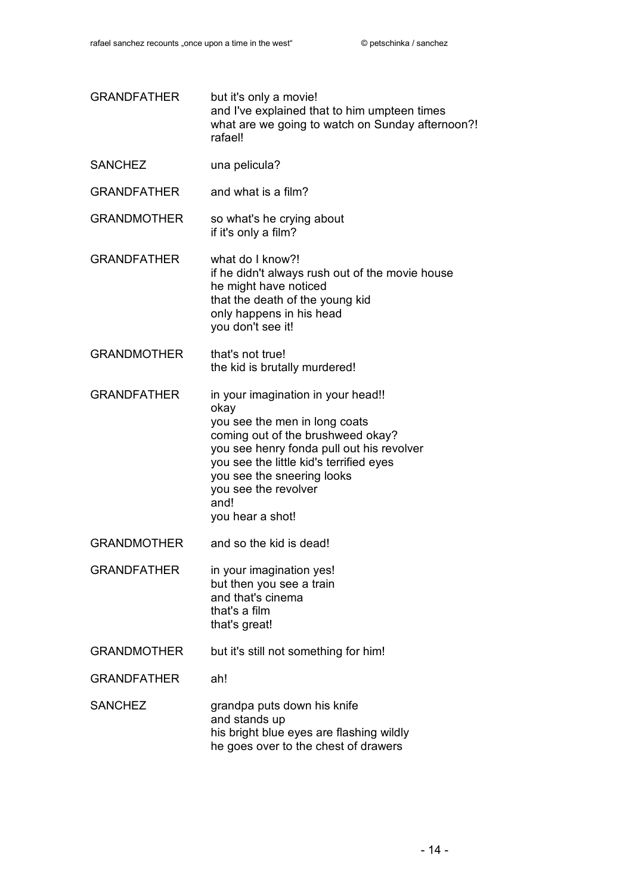GRANDFATHER	but it's only a movie!
and I've explained that to him umpteen times
what are we going to watch on Sunday afternoon?!
rafael!

SANCHEZ	una pelicula?

GRANDFATHER	and what is a film?

GRANDMOTHER	so what's he crying about
if it's only a film?

GRANDFATHER	what do I know?!
if he didn't always rush out of the movie house
he might have noticed
that the death of the young kid
only happens in his head
you don't see it!

GRANDMOTHER	that's not true!
the kid is brutally murdered!

GRANDFATHER	in your imagination in your head!!
okay
you see the men in long coats
coming out of the brushweed okay?
you see henry fonda pull out his revolver
you see the little kid's terrified eyes
you see the sneering looks
you see the revolver
and!
you hear a shot!

GRANDMOTHER	and so the kid is dead!

GRANDFATHER	in your imagination yes!
but then you see a train
and that's cinema
that's a film
that's great!

GRANDMOTHER	but it's still not something for him!

GRANDFATHER	ah!

SANCHEZ	grandpa puts down his knife
and stands up
his bright blue eyes are flashing wildly
he goes over to the chest of drawers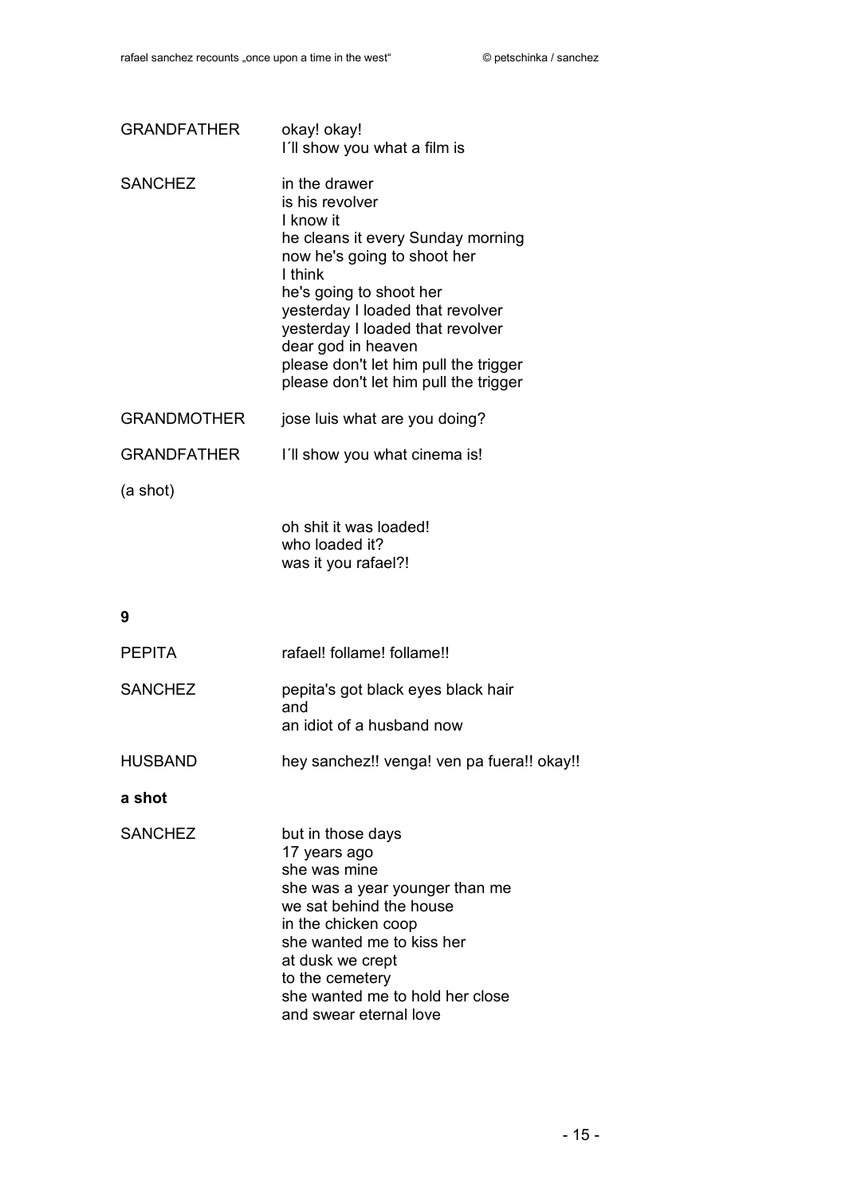GRANDFATHER okay! okay!
I´ll show you what a film is

SANCHEZ in the drawer
is his revolver
I know it
he cleans it every Sunday morning
now he's going to shoot her
I think
he's going to shoot her
yesterday I loaded that revolver
yesterday I loaded that revolver
dear god in heaven
please don't let him pull the trigger
please don't let him pull the trigger

GRANDMOTHER jose luis what are you doing?

GRANDFATHER I´ll show you what cinema is!

(a shot)

oh shit it was loaded!
who loaded it?
was it you rafael?!

**9**

PEPITA rafael! follame! follame!!

SANCHEZ pepita's got black eyes black hair
and
an idiot of a husband now

HUSBAND hey sanchez!! venga! ven pa fuera!! okay!!

**a shot**

SANCHEZ but in those days
17 years ago
she was mine
she was a year younger than me
we sat behind the house
in the chicken coop
she wanted me to kiss her
at dusk we crept
to the cemetery
she wanted me to hold her close
and swear eternal love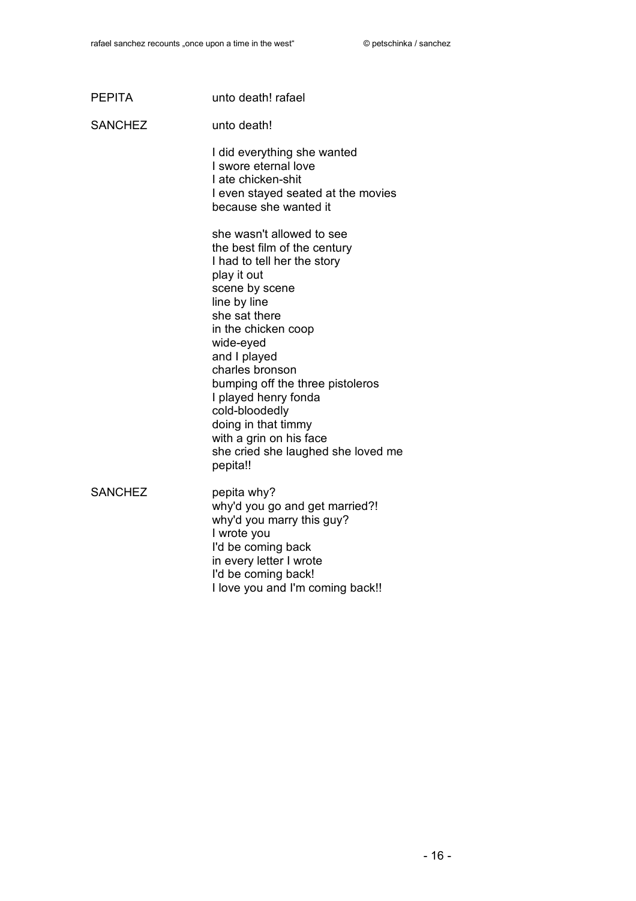PEPITA unto death! rafael

SANCHEZ unto death!

I did everything she wanted
I swore eternal love
I ate chicken-shit
I even stayed seated at the movies
because she wanted it

she wasn't allowed to see
the best film of the century
I had to tell her the story
play it out
scene by scene
line by line
she sat there
in the chicken coop
wide-eyed
and I played
charles bronson
bumping off the three pistoleros
I played henry fonda
cold-bloodedly
doing in that timmy
with a grin on his face
she cried she laughed she loved me
pepita!!

SANCHEZ pepita why?
why'd you go and get married?!
why'd you marry this guy?
I wrote you
I'd be coming back
in every letter I wrote
I'd be coming back!
I love you and I'm coming back!!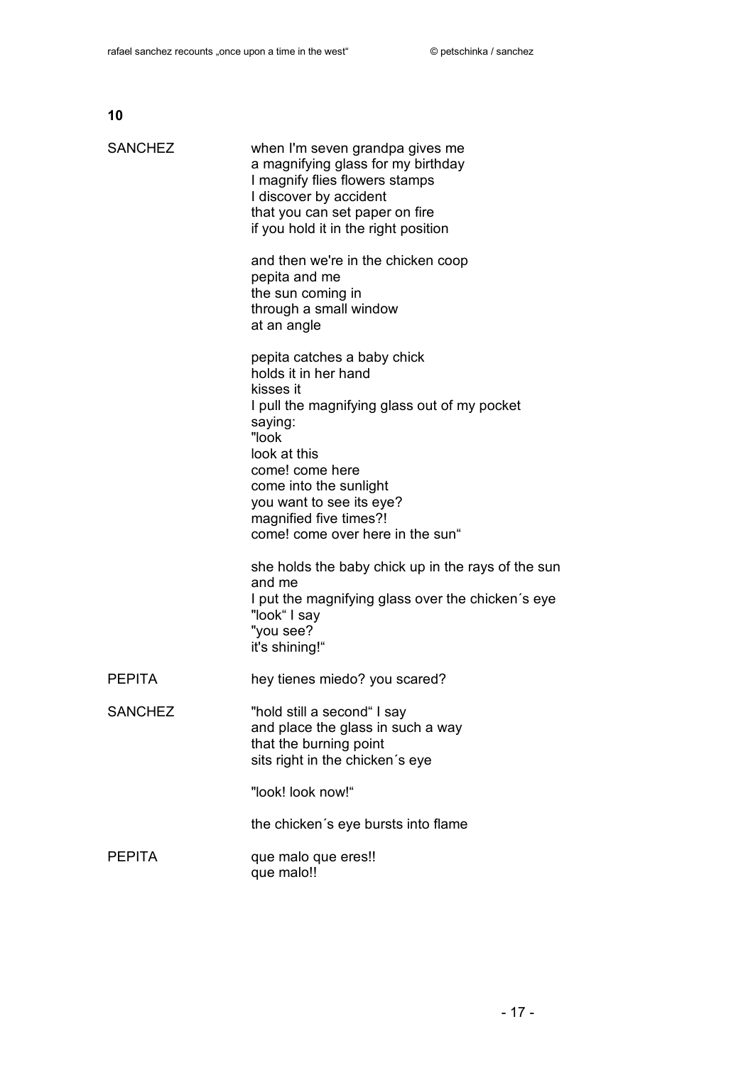**10**

SANCHEZ

when I'm seven grandpa gives me
a magnifying glass for my birthday
I magnify flies flowers stamps
I discover by accident
that you can set paper on fire
if you hold it in the right position

and then we're in the chicken coop
pepita and me
the sun coming in
through a small window
at an angle

pepita catches a baby chick
holds it in her hand
kisses it
I pull the magnifying glass out of my pocket
saying:
"look
look at this
come! come here
come into the sunlight
you want to see its eye?
magnified five times?!
come! come over here in the sun"

she holds the baby chick up in the rays of the sun
and me
I put the magnifying glass over the chicken´s eye
"look" I say
"you see?
it's shining!"

PEPITA

hey tienes miedo? you scared?

SANCHEZ

"hold still a second" I say
and place the glass in such a way
that the burning point
sits right in the chicken´s eye

"look! look now!"

the chicken´s eye bursts into flame

PEPITA

que malo que eres!!
que malo!!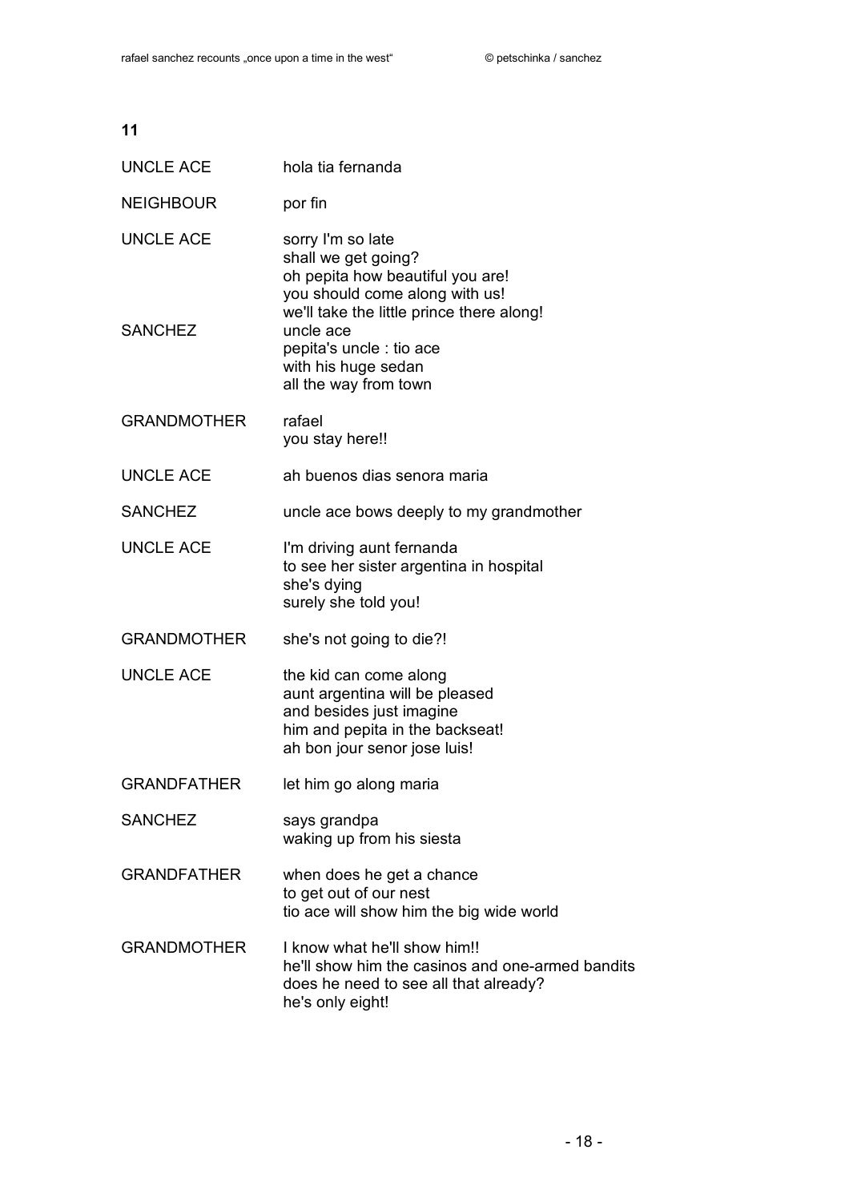**11**

| | |
|---|---|
| UNCLE ACE | hola tia fernanda |
| NEIGHBOUR | por fin |
| UNCLE ACE | sorry I'm so late<br>shall we get going?<br>oh pepita how beautiful you are!<br>you should come along with us!<br>we'll take the little prince there along! |
| SANCHEZ | uncle ace<br>pepita's uncle : tio ace<br>with his huge sedan<br>all the way from town |
| GRANDMOTHER | rafael<br>you stay here!! |
| UNCLE ACE | ah buenos dias senora maria |
| SANCHEZ | uncle ace bows deeply to my grandmother |
| UNCLE ACE | I'm driving aunt fernanda<br>to see her sister argentina in hospital<br>she's dying<br>surely she told you! |
| GRANDMOTHER | she's not going to die?! |
| UNCLE ACE | the kid can come along<br>aunt argentina will be pleased<br>and besides just imagine<br>him and pepita in the backseat!<br>ah bon jour senor jose luis! |
| GRANDFATHER | let him go along maria |
| SANCHEZ | says grandpa<br>waking up from his siesta |
| GRANDFATHER | when does he get a chance<br>to get out of our nest<br>tio ace will show him the big wide world |
| GRANDMOTHER | I know what he'll show him!!<br>he'll show him the casinos and one-armed bandits<br>does he need to see all that already?<br>he's only eight! |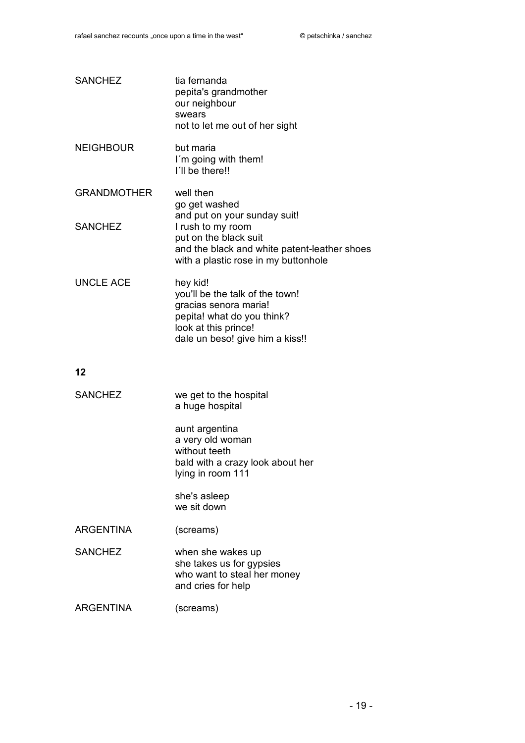| | |
|---|---|
| SANCHEZ | tia fernanda<br>pepita's grandmother<br>our neighbour<br>swears<br>not to let me out of her sight |
| NEIGHBOUR | but maria<br>I´m going with them!<br>I´ll be there!! |
| GRANDMOTHER | well then<br>go get washed<br>and put on your sunday suit! |
| SANCHEZ | I rush to my room<br>put on the black suit<br>and the black and white patent-leather shoes<br>with a plastic rose in my buttonhole |
| UNCLE ACE | hey kid!<br>you'll be the talk of the town!<br>gracias senora maria!<br>pepita! what do you think?<br>look at this prince!<br>dale un beso! give him a kiss!! |

**12**

| | |
|---|---|
| SANCHEZ | we get to the hospital<br>a huge hospital<br><br>aunt argentina<br>a very old woman<br>without teeth<br>bald with a crazy look about her<br>lying in room 111<br><br>she's asleep<br>we sit down |
| ARGENTINA | (screams) |
| SANCHEZ | when she wakes up<br>she takes us for gypsies<br>who want to steal her money<br>and cries for help |
| ARGENTINA | (screams) |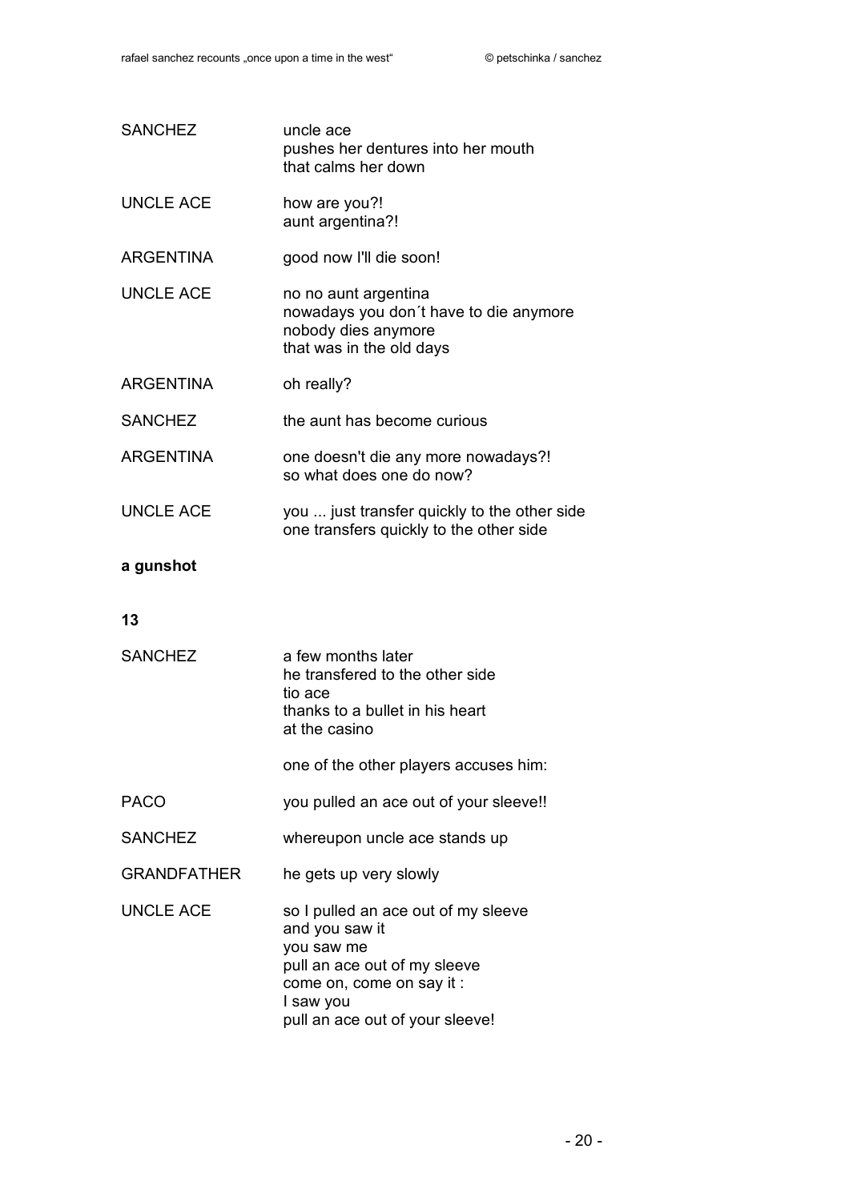| | |
|---|---|
| SANCHEZ | uncle ace<br>pushes her dentures into her mouth<br>that calms her down |
| UNCLE ACE | how are you?!<br>aunt argentina?! |
| ARGENTINA | good now I'll die soon! |
| UNCLE ACE | no no aunt argentina<br>nowadays you don´t have to die anymore<br>nobody dies anymore<br>that was in the old days |
| ARGENTINA | oh really? |
| SANCHEZ | the aunt has become curious |
| ARGENTINA | one doesn't die any more nowadays?!<br>so what does one do now? |
| UNCLE ACE | you ... just transfer quickly to the other side<br>one transfers quickly to the other side |

**a gunshot**

**13**

| | |
|---|---|
| SANCHEZ | a few months later<br>he transfered to the other side<br>tio ace<br>thanks to a bullet in his heart<br>at the casino<br><br>one of the other players accuses him: |
| PACO | you pulled an ace out of your sleeve!! |
| SANCHEZ | whereupon uncle ace stands up |
| GRANDFATHER | he gets up very slowly |
| UNCLE ACE | so I pulled an ace out of my sleeve<br>and you saw it<br>you saw me<br>pull an ace out of my sleeve<br>come on, come on say it :<br>I saw you<br>pull an ace out of your sleeve! |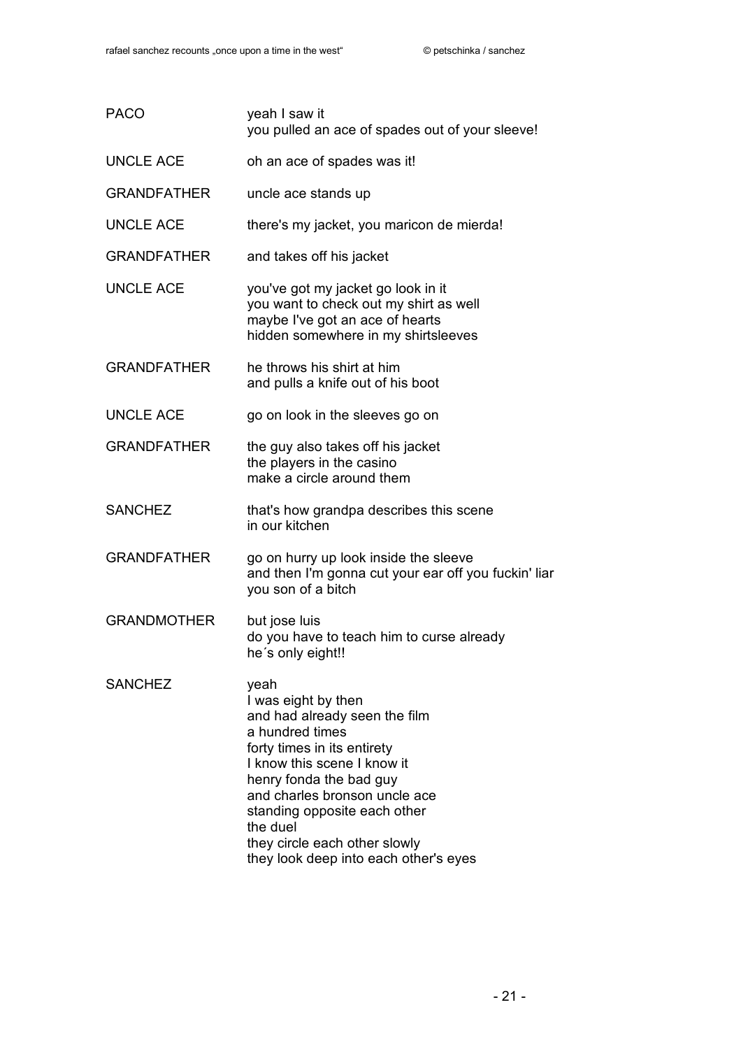PACO yeah I saw it
you pulled an ace of spades out of your sleeve!

UNCLE ACE oh an ace of spades was it!

GRANDFATHER uncle ace stands up

UNCLE ACE there's my jacket, you maricon de mierda!

GRANDFATHER and takes off his jacket

UNCLE ACE you've got my jacket go look in it
you want to check out my shirt as well
maybe I've got an ace of hearts
hidden somewhere in my shirtsleeves

GRANDFATHER he throws his shirt at him
and pulls a knife out of his boot

UNCLE ACE go on look in the sleeves go on

GRANDFATHER the guy also takes off his jacket
the players in the casino
make a circle around them

SANCHEZ that's how grandpa describes this scene
in our kitchen

GRANDFATHER go on hurry up look inside the sleeve
and then I'm gonna cut your ear off you fuckin' liar
you son of a bitch

GRANDMOTHER but jose luis
do you have to teach him to curse already
he´s only eight!!

SANCHEZ yeah
I was eight by then
and had already seen the film
a hundred times
forty times in its entirety
I know this scene I know it
henry fonda the bad guy
and charles bronson uncle ace
standing opposite each other
the duel
they circle each other slowly
they look deep into each other's eyes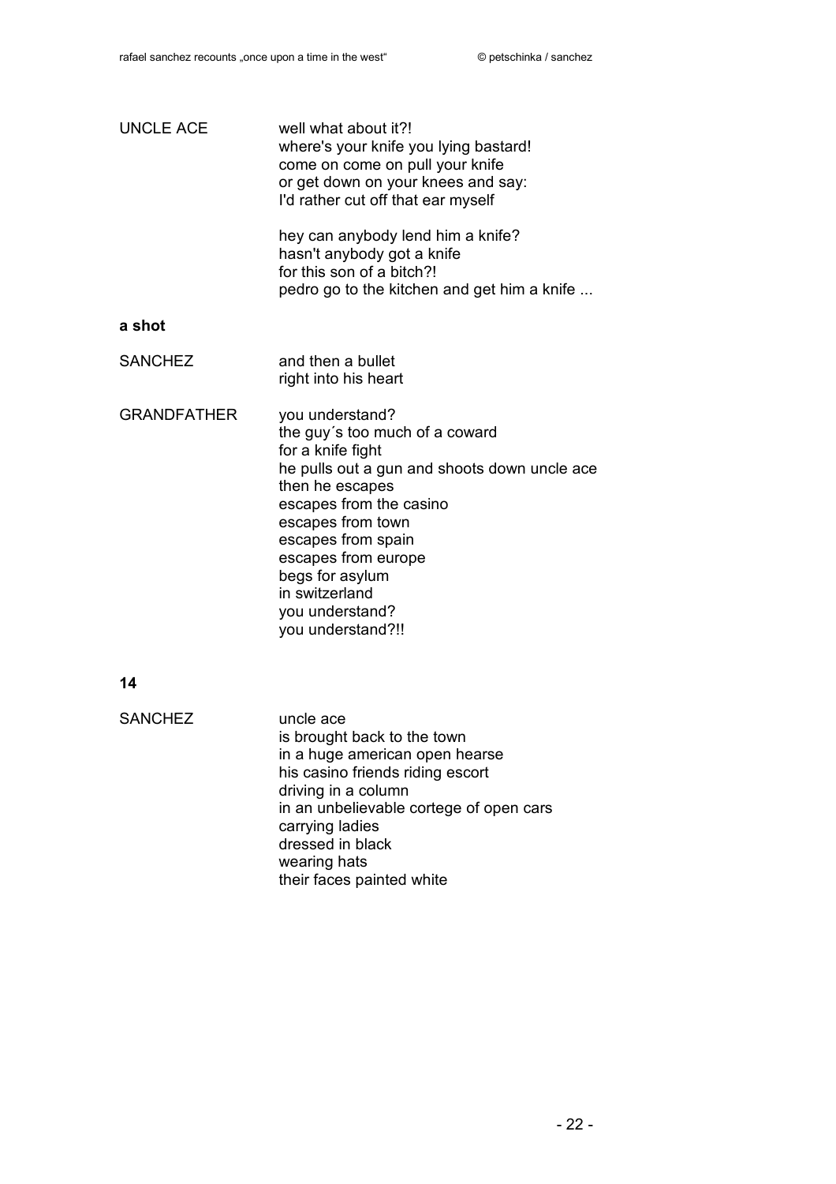UNCLE ACE well what about it?!
where's your knife you lying bastard!
come on come on pull your knife
or get down on your knees and say:
I'd rather cut off that ear myself

hey can anybody lend him a knife?
hasn't anybody got a knife
for this son of a bitch?!
pedro go to the kitchen and get him a knife ...

**a shot**

SANCHEZ and then a bullet
right into his heart

GRANDFATHER you understand?
the guy´s too much of a coward
for a knife fight
he pulls out a gun and shoots down uncle ace
then he escapes
escapes from the casino
escapes from town
escapes from spain
escapes from europe
begs for asylum
in switzerland
you understand?
you understand?!!

**14**

SANCHEZ uncle ace
is brought back to the town
in a huge american open hearse
his casino friends riding escort
driving in a column
in an unbelievable cortege of open cars
carrying ladies
dressed in black
wearing hats
their faces painted white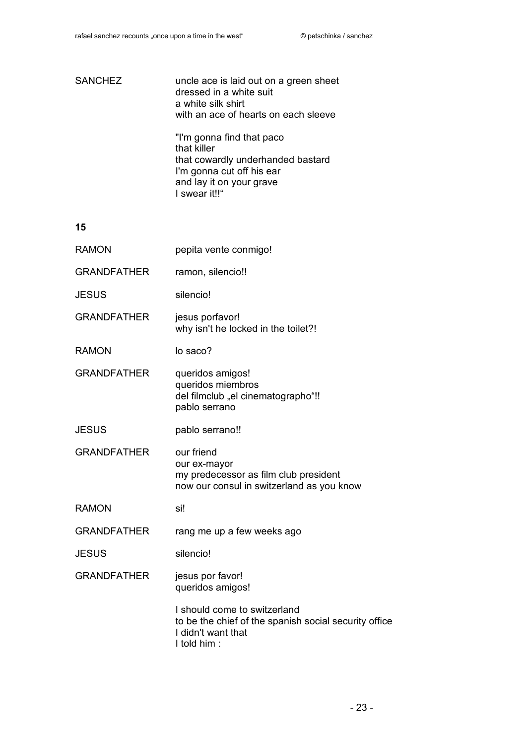SANCHEZ

uncle ace is laid out on a green sheet
dressed in a white suit
a white silk shirt
with an ace of hearts on each sleeve

"I'm gonna find that paco
that killer
that cowardly underhanded bastard
I'm gonna cut off his ear
and lay it on your grave
I swear it!!"

**15**

RAMON

pepita vente conmigo!

GRANDFATHER

ramon, silencio!!

JESUS

silencio!

GRANDFATHER

jesus porfavor!
why isn't he locked in the toilet?!

RAMON

lo saco?

GRANDFATHER

queridos amigos!
queridos miembros
del filmclub „el cinematographo"!!
pablo serrano

JESUS

pablo serrano!!

GRANDFATHER

our friend
our ex-mayor
my predecessor as film club president
now our consul in switzerland as you know

RAMON

si!

GRANDFATHER

rang me up a few weeks ago

JESUS

silencio!

GRANDFATHER

jesus por favor!
queridos amigos!

I should come to switzerland
to be the chief of the spanish social security office
I didn't want that
I told him :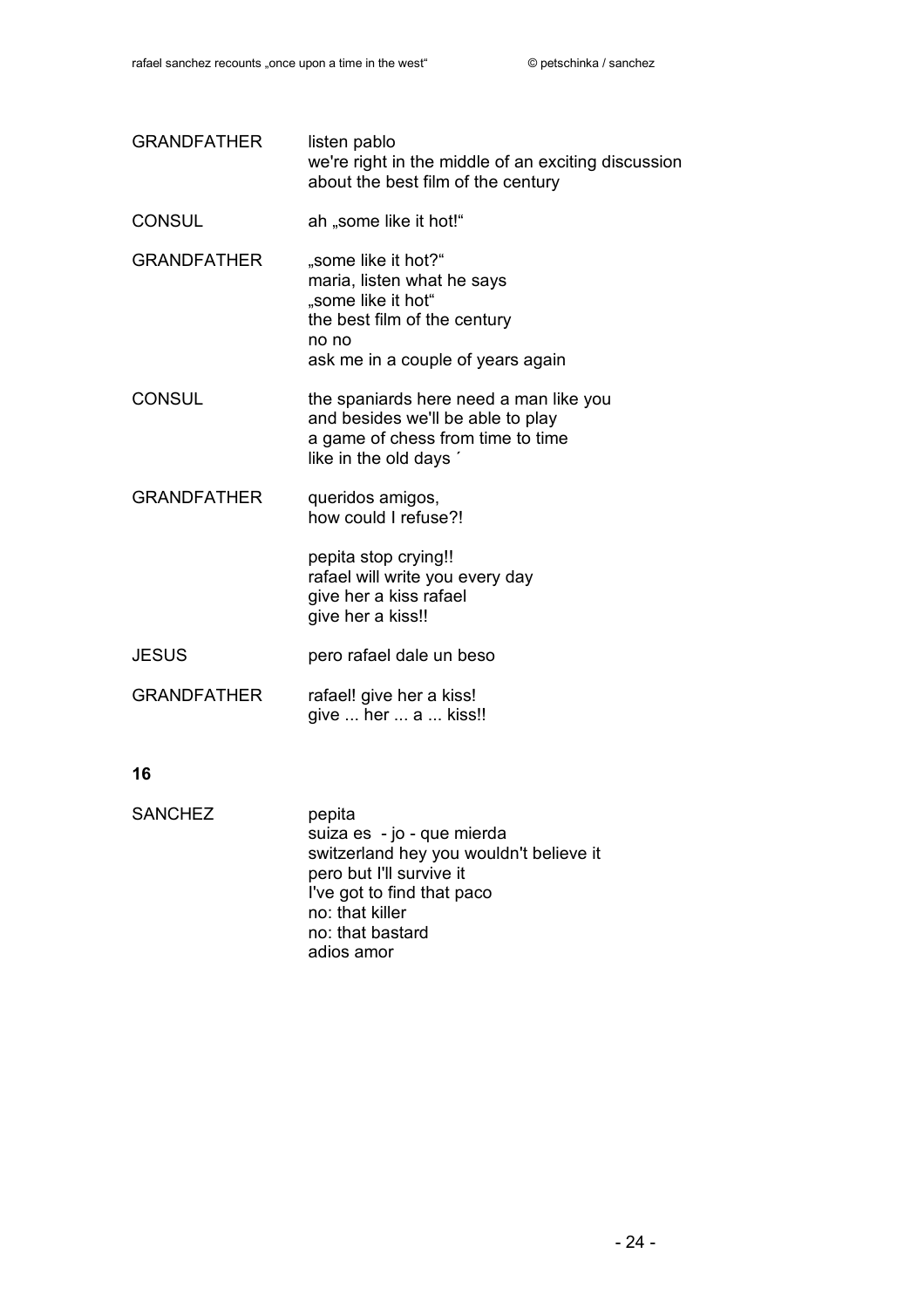GRANDFATHER listen pablo
we're right in the middle of an exciting discussion
about the best film of the century

CONSUL ah „some like it hot!“

GRANDFATHER „some like it hot?“
maria, listen what he says
„some like it hot“
the best film of the century
no no
ask me in a couple of years again

CONSUL the spaniards here need a man like you
and besides we'll be able to play
a game of chess from time to time
like in the old days ´

GRANDFATHER queridos amigos,
how could I refuse?!

pepita stop crying!!
rafael will write you every day
give her a kiss rafael
give her a kiss!!

JESUS pero rafael dale un beso

GRANDFATHER rafael! give her a kiss!
give ... her ... a ... kiss!!

**16**

SANCHEZ pepita
suiza es - jo - que mierda
switzerland hey you wouldn't believe it
pero but I'll survive it
I've got to find that paco
no: that killer
no: that bastard
adios amor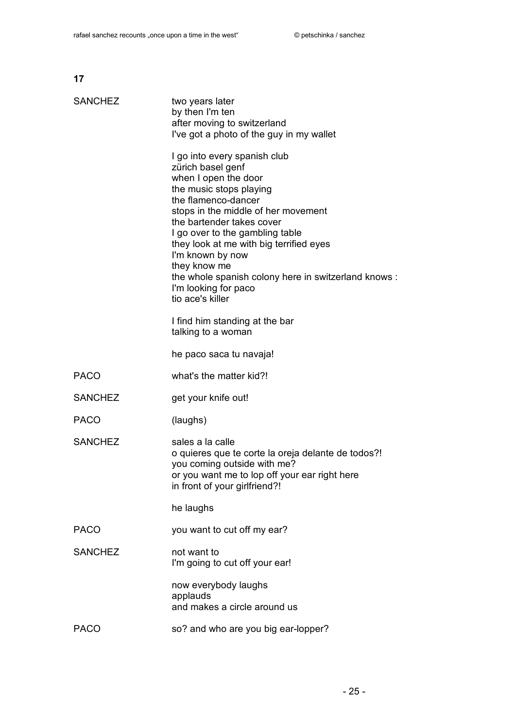**17**

SANCHEZ
two years later
by then I'm ten
after moving to switzerland
I've got a photo of the guy in my wallet

I go into every spanish club
zürich basel genf
when I open the door
the music stops playing
the flamenco-dancer
stops in the middle of her movement
the bartender takes cover
I go over to the gambling table
they look at me with big terrified eyes
I'm known by now
they know me
the whole spanish colony here in switzerland knows :
I'm looking for paco
tio ace's killer

I find him standing at the bar
talking to a woman

he paco saca tu navaja!

PACO
what's the matter kid?!

SANCHEZ
get your knife out!

PACO
(laughs)

SANCHEZ
sales a la calle
o quieres que te corte la oreja delante de todos?!
you coming outside with me?
or you want me to lop off your ear right here
in front of your girlfriend?!

he laughs

PACO
you want to cut off my ear?

SANCHEZ
not want to
I'm going to cut off your ear!

now everybody laughs
applauds
and makes a circle around us

PACO
so? and who are you big ear-lopper?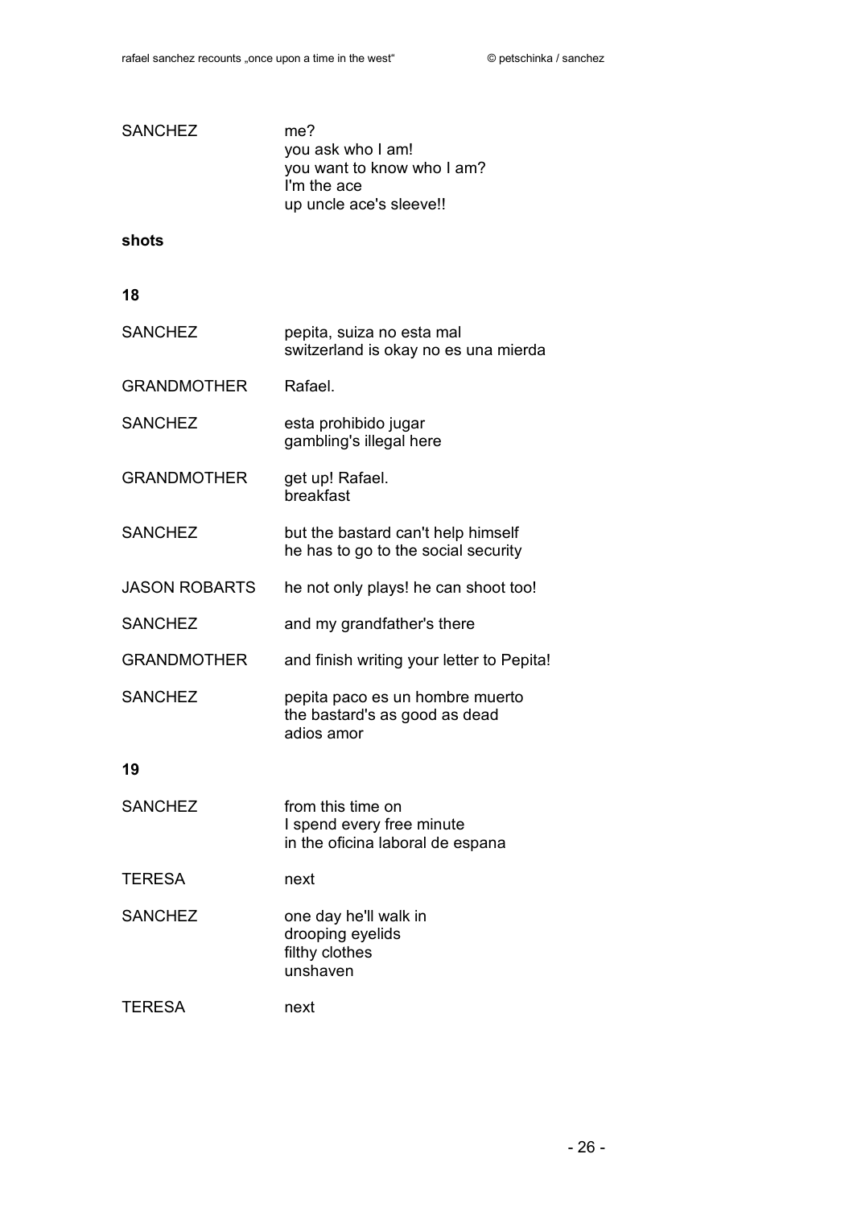| | |
|---|---|
| SANCHEZ | me?<br>you ask who I am!<br>you want to know who I am?<br>I'm the ace<br>up uncle ace's sleeve!! |

**shots**

**18**

| | |
|---|---|
| SANCHEZ | pepita, suiza no esta mal<br>switzerland is okay no es una mierda |
| GRANDMOTHER | Rafael. |
| SANCHEZ | esta prohibido jugar<br>gambling's illegal here |
| GRANDMOTHER | get up! Rafael.<br>breakfast |
| SANCHEZ | but the bastard can't help himself<br>he has to go to the social security |
| JASON ROBARTS | he not only plays! he can shoot too! |
| SANCHEZ | and my grandfather's there |
| GRANDMOTHER | and finish writing your letter to Pepita! |
| SANCHEZ | pepita paco es un hombre muerto<br>the bastard's as good as dead<br>adios amor |

**19**

| | |
|---|---|
| SANCHEZ | from this time on<br>I spend every free minute<br>in the oficina laboral de espana |
| TERESA | next |
| SANCHEZ | one day he'll walk in<br>drooping eyelids<br>filthy clothes<br>unshaven |
| TERESA | next |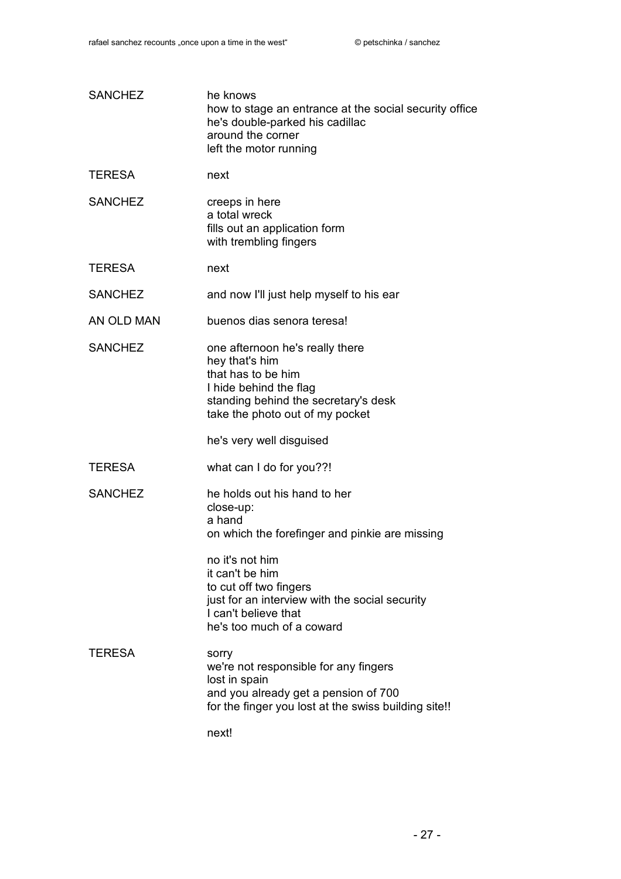SANCHEZ
he knows
how to stage an entrance at the social security office
he's double-parked his cadillac
around the corner
left the motor running

TERESA
next

SANCHEZ
creeps in here
a total wreck
fills out an application form
with trembling fingers

TERESA
next

SANCHEZ
and now I'll just help myself to his ear

AN OLD MAN
buenos dias senora teresa!

SANCHEZ
one afternoon he's really there
hey that's him
that has to be him
I hide behind the flag
standing behind the secretary's desk
take the photo out of my pocket

he's very well disguised

TERESA
what can I do for you??!

SANCHEZ
he holds out his hand to her
close-up:
a hand
on which the forefinger and pinkie are missing

no it's not him
it can't be him
to cut off two fingers
just for an interview with the social security
I can't believe that
he's too much of a coward

TERESA
sorry
we're not responsible for any fingers
lost in spain
and you already get a pension of 700
for the finger you lost at the swiss building site!!

next!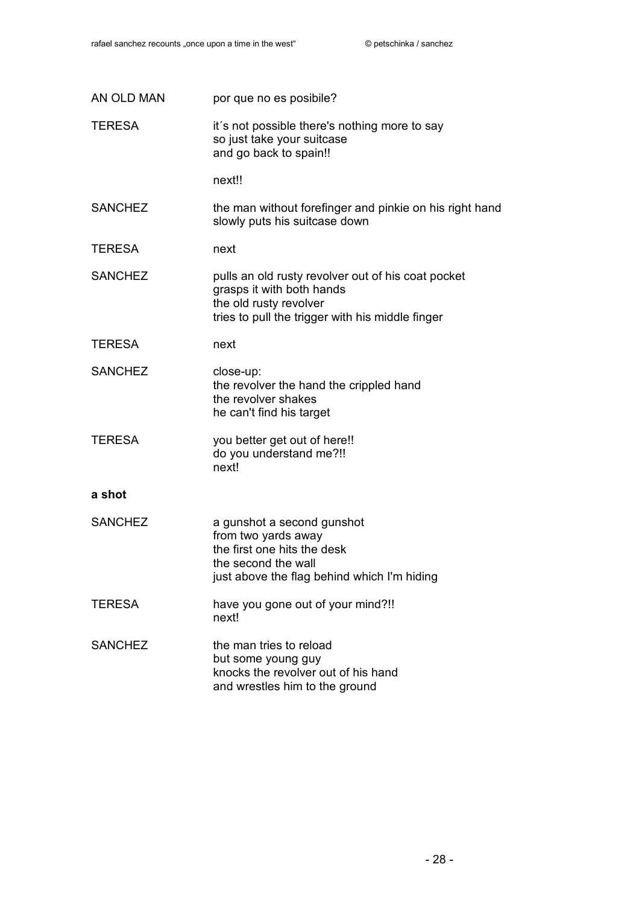| | |
|---|---|
| AN OLD MAN | por que no es posibile? |
| TERESA | it´s not possible there's nothing more to say<br>so just take your suitcase<br>and go back to spain!!<br><br>next!! |
| SANCHEZ | the man without forefinger and pinkie on his right hand<br>slowly puts his suitcase down |
| TERESA | next |
| SANCHEZ | pulls an old rusty revolver out of his coat pocket<br>grasps it with both hands<br>the old rusty revolver<br>tries to pull the trigger with his middle finger |
| TERESA | next |
| SANCHEZ | close-up:<br>the revolver the hand the crippled hand<br>the revolver shakes<br>he can't find his target |
| TERESA | you better get out of here!!<br>do you understand me?!!<br>next! |

**a shot**

| | |
|---|---|
| SANCHEZ | a gunshot a second gunshot<br>from two yards away<br>the first one hits the desk<br>the second the wall<br>just above the flag behind which I'm hiding |
| TERESA | have you gone out of your mind?!!<br>next! |
| SANCHEZ | the man tries to reload<br>but some young guy<br>knocks the revolver out of his hand<br>and wrestles him to the ground |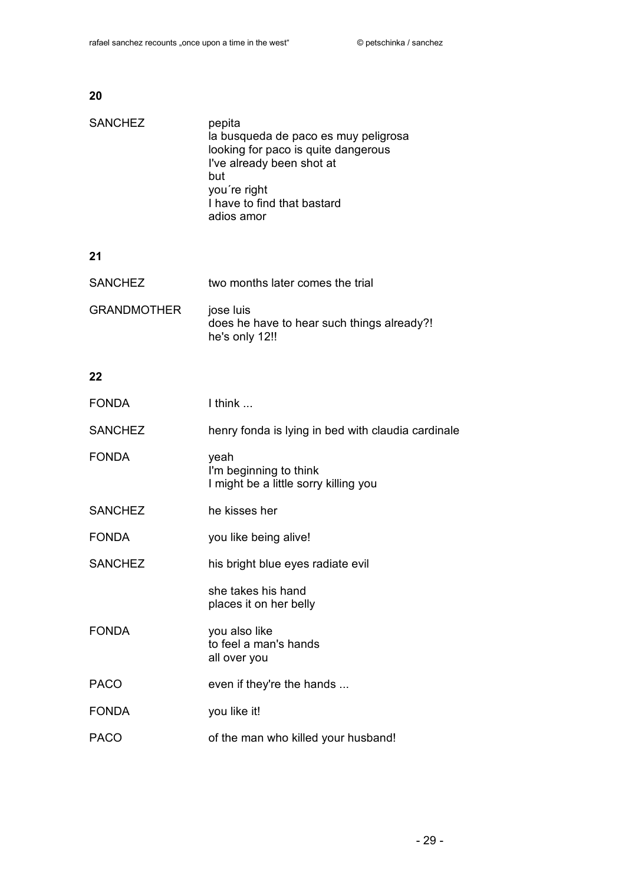**20**

| | |
|---|---|
| SANCHEZ | pepita<br>la busqueda de paco es muy peligrosa<br>looking for paco is quite dangerous<br>I've already been shot at<br>but<br>you´re right<br>I have to find that bastard<br>adios amor |

**21**

| | |
|---|---|
| SANCHEZ | two months later comes the trial |
| GRANDMOTHER | jose luis<br>does he have to hear such things already?!<br>he's only 12!! |

**22**

| | |
|---|---|
| FONDA | I think ... |
| SANCHEZ | henry fonda is lying in bed with claudia cardinale |
| FONDA | yeah<br>I'm beginning to think<br>I might be a little sorry killing you |
| SANCHEZ | he kisses her |
| FONDA | you like being alive! |
| SANCHEZ | his bright blue eyes radiate evil<br><br>she takes his hand<br>places it on her belly |
| FONDA | you also like<br>to feel a man's hands<br>all over you |
| PACO | even if they're the hands ... |
| FONDA | you like it! |
| PACO | of the man who killed your husband! |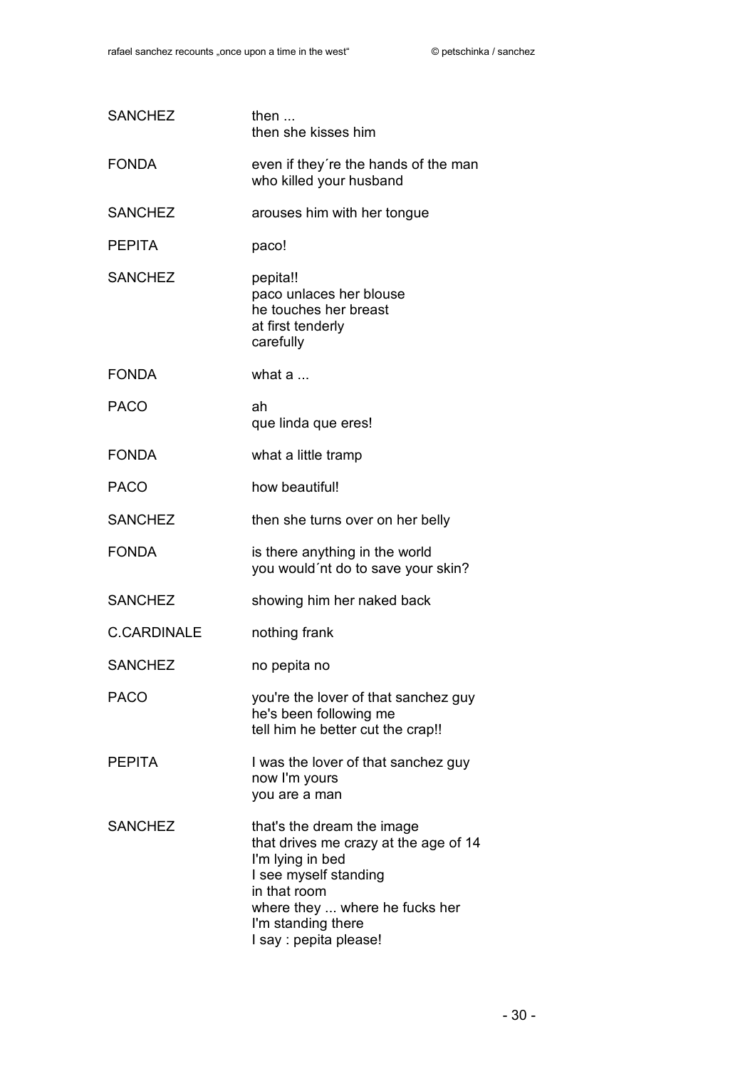SANCHEZ	then ...
then she kisses him

FONDA	even if they´re the hands of the man
who killed your husband

SANCHEZ	arouses him with her tongue

PEPITA	paco!

SANCHEZ	pepita!!
paco unlaces her blouse
he touches her breast
at first tenderly
carefully

FONDA	what a ...

PACO	ah
que linda que eres!

FONDA	what a little tramp

PACO	how beautiful!

SANCHEZ	then she turns over on her belly

FONDA	is there anything in the world
you would´nt do to save your skin?

SANCHEZ	showing him her naked back

C.CARDINALE	nothing frank

SANCHEZ	no pepita no

PACO	you're the lover of that sanchez guy
he's been following me
tell him he better cut the crap!!

PEPITA	I was the lover of that sanchez guy
now I'm yours
you are a man

SANCHEZ	that's the dream the image
that drives me crazy at the age of 14
I'm lying in bed
I see myself standing
in that room
where they ... where he fucks her
I'm standing there
I say : pepita please!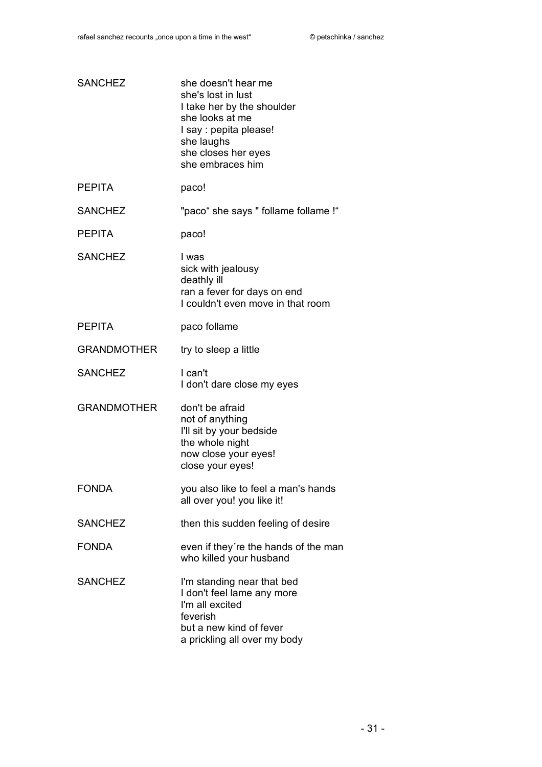SANCHEZ
she doesn't hear me
she's lost in lust
I take her by the shoulder
she looks at me
I say : pepita please!
she laughs
she closes her eyes
she embraces him

PEPITA
paco!

SANCHEZ
"paco“ she says " follame follame !“

PEPITA
paco!

SANCHEZ
I was
sick with jealousy
deathly ill
ran a fever for days on end
I couldn't even move in that room

PEPITA
paco follame

GRANDMOTHER
try to sleep a little

SANCHEZ
I can't
I don't dare close my eyes

GRANDMOTHER
don't be afraid
not of anything
I'll sit by your bedside
the whole night
now close your eyes!
close your eyes!

FONDA
you also like to feel a man's hands
all over you! you like it!

SANCHEZ
then this sudden feeling of desire

FONDA
even if they´re the hands of the man
who killed your husband

SANCHEZ
I'm standing near that bed
I don't feel lame any more
I'm all excited
feverish
but a new kind of fever
a prickling all over my body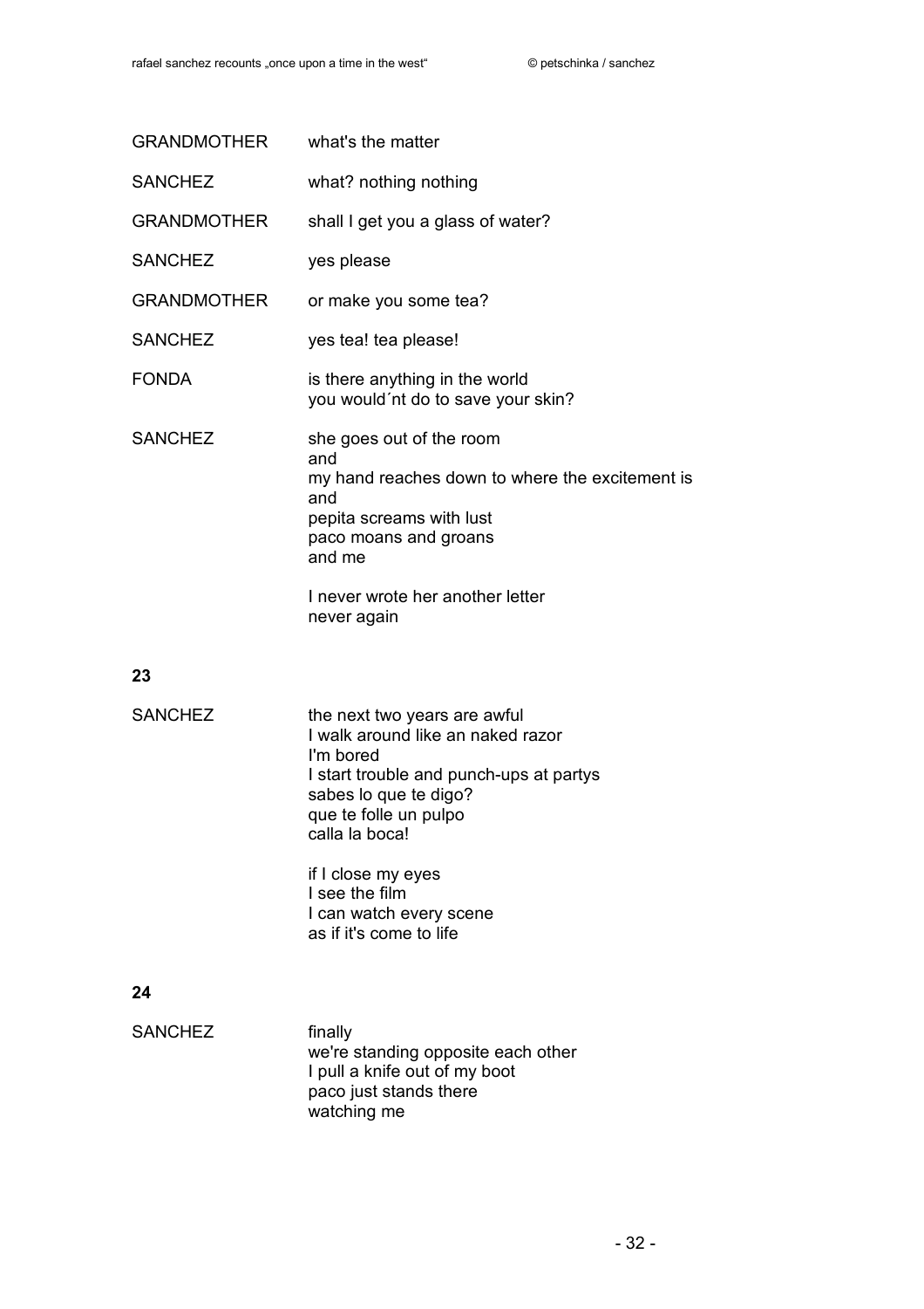| | |
|---|---|
| GRANDMOTHER | what's the matter |
| SANCHEZ | what? nothing nothing |
| GRANDMOTHER | shall I get you a glass of water? |
| SANCHEZ | yes please |
| GRANDMOTHER | or make you some tea? |
| SANCHEZ | yes tea! tea please! |
| FONDA | is there anything in the world<br>you would´nt do to save your skin? |
| SANCHEZ | she goes out of the room<br>and<br>my hand reaches down to where the excitement is<br>and<br>pepita screams with lust<br>paco moans and groans<br>and me<br><br>I never wrote her another letter<br>never again |

**23**

| | |
|---|---|
| SANCHEZ | the next two years are awful<br>I walk around like an naked razor<br>I'm bored<br>I start trouble and punch-ups at partys<br>sabes lo que te digo?<br>que te folle un pulpo<br>calla la boca!<br><br>if I close my eyes<br>I see the film<br>I can watch every scene<br>as if it's come to life |

**24**

| | |
|---|---|
| SANCHEZ | finally<br>we're standing opposite each other<br>I pull a knife out of my boot<br>paco just stands there<br>watching me |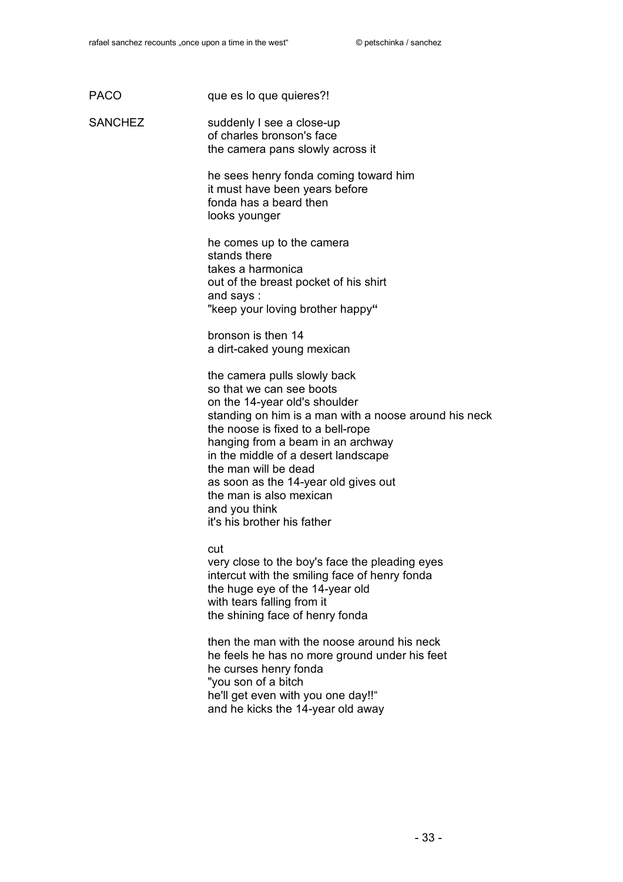PACO que es lo que quieres?!

SANCHEZ suddenly I see a close-up
of charles bronson's face
the camera pans slowly across it

he sees henry fonda coming toward him
it must have been years before
fonda has a beard then
looks younger

he comes up to the camera
stands there
takes a harmonica
out of the breast pocket of his shirt
and says :
"keep your loving brother happy"

bronson is then 14
a dirt-caked young mexican

the camera pulls slowly back
so that we can see boots
on the 14-year old's shoulder
standing on him is a man with a noose around his neck
the noose is fixed to a bell-rope
hanging from a beam in an archway
in the middle of a desert landscape
the man will be dead
as soon as the 14-year old gives out
the man is also mexican
and you think
it's his brother his father

cut
very close to the boy's face the pleading eyes
intercut with the smiling face of henry fonda
the huge eye of the 14-year old
with tears falling from it
the shining face of henry fonda

then the man with the noose around his neck
he feels he has no more ground under his feet
he curses henry fonda
"you son of a bitch
he'll get even with you one day!!"
and he kicks the 14-year old away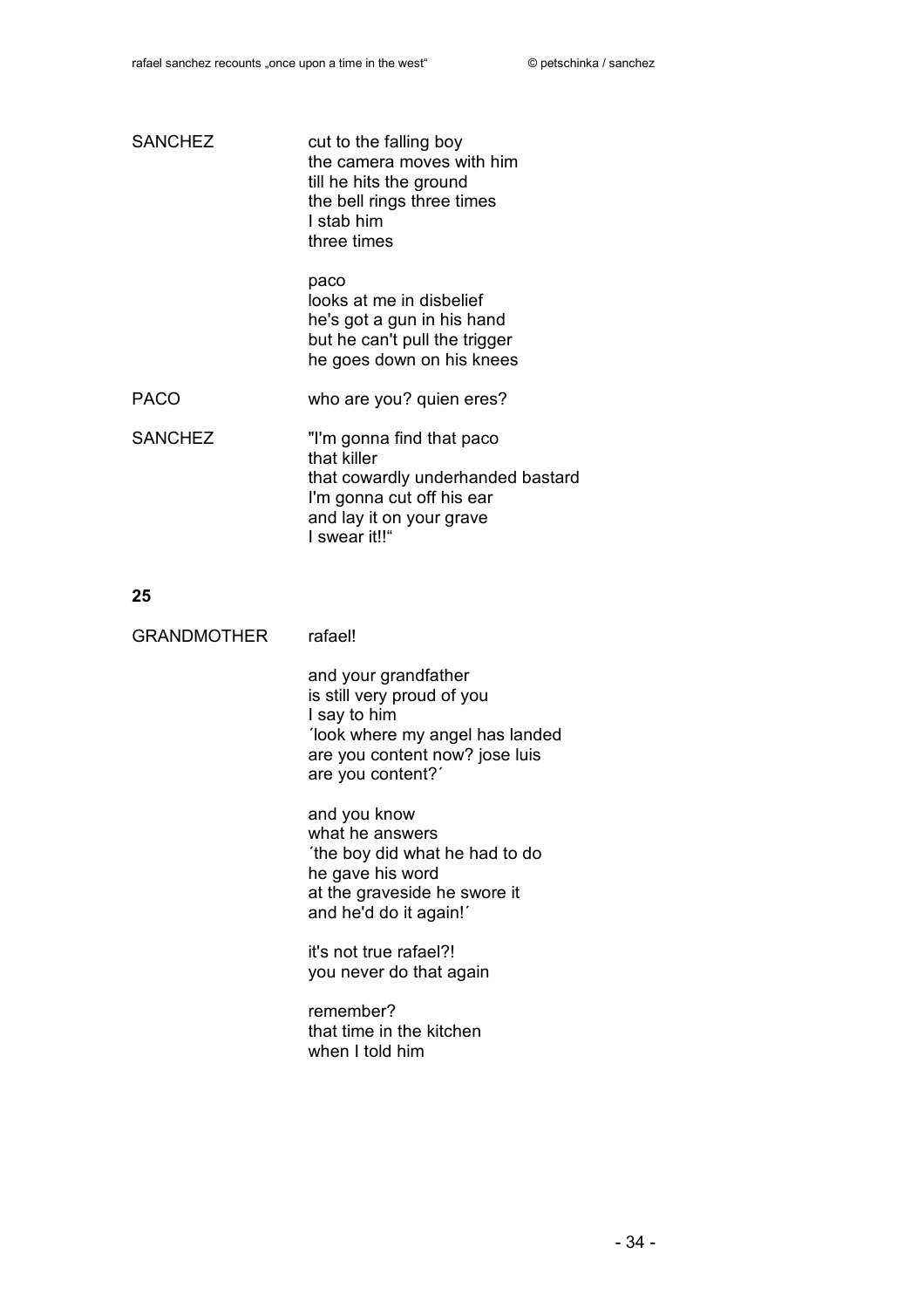SANCHEZ

cut to the falling boy  
the camera moves with him  
till he hits the ground  
the bell rings three times  
I stab him  
three times

paco  
looks at me in disbelief  
he's got a gun in his hand  
but he can't pull the trigger  
he goes down on his knees

PACO

who are you? quien eres?

SANCHEZ

"I'm gonna find that paco  
that killer  
that cowardly underhanded bastard  
I'm gonna cut off his ear  
and lay it on your grave  
I swear it!!"

**25**

GRANDMOTHER

rafael!

and your grandfather  
is still very proud of you  
I say to him  
´look where my angel has landed  
are you content now? jose luis  
are you content?´

and you know  
what he answers  
´the boy did what he had to do  
he gave his word  
at the graveside he swore it  
and he'd do it again!´

it's not true rafael?!  
you never do that again

remember?  
that time in the kitchen  
when I told him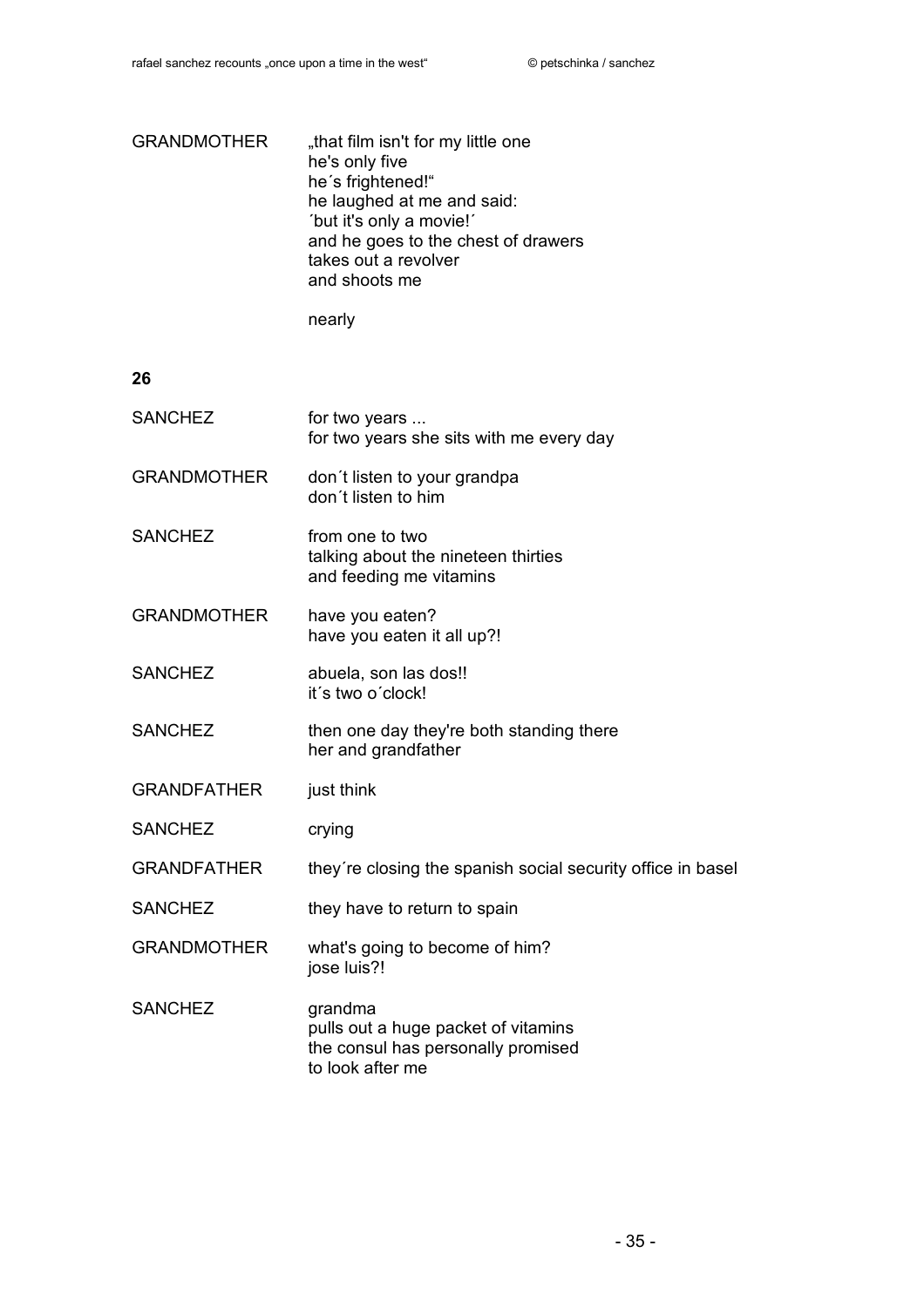GRANDMOTHER „that film isn't for my little one  
he's only five  
he´s frightened!"  
he laughed at me and said:  
´but it's only a movie!´  
and he goes to the chest of drawers  
takes out a revolver  
and shoots me

nearly

**26**

SANCHEZ for two years ...  
for two years she sits with me every day

GRANDMOTHER don´t listen to your grandpa  
don´t listen to him

SANCHEZ from one to two  
talking about the nineteen thirties  
and feeding me vitamins

GRANDMOTHER have you eaten?  
have you eaten it all up?!

SANCHEZ abuela, son las dos!!  
it´s two o´clock!

SANCHEZ then one day they're both standing there  
her and grandfather

GRANDFATHER just think

SANCHEZ crying

GRANDFATHER they´re closing the spanish social security office in basel

SANCHEZ they have to return to spain

GRANDMOTHER what's going to become of him?  
jose luis?!

SANCHEZ grandma  
pulls out a huge packet of vitamins  
the consul has personally promised  
to look after me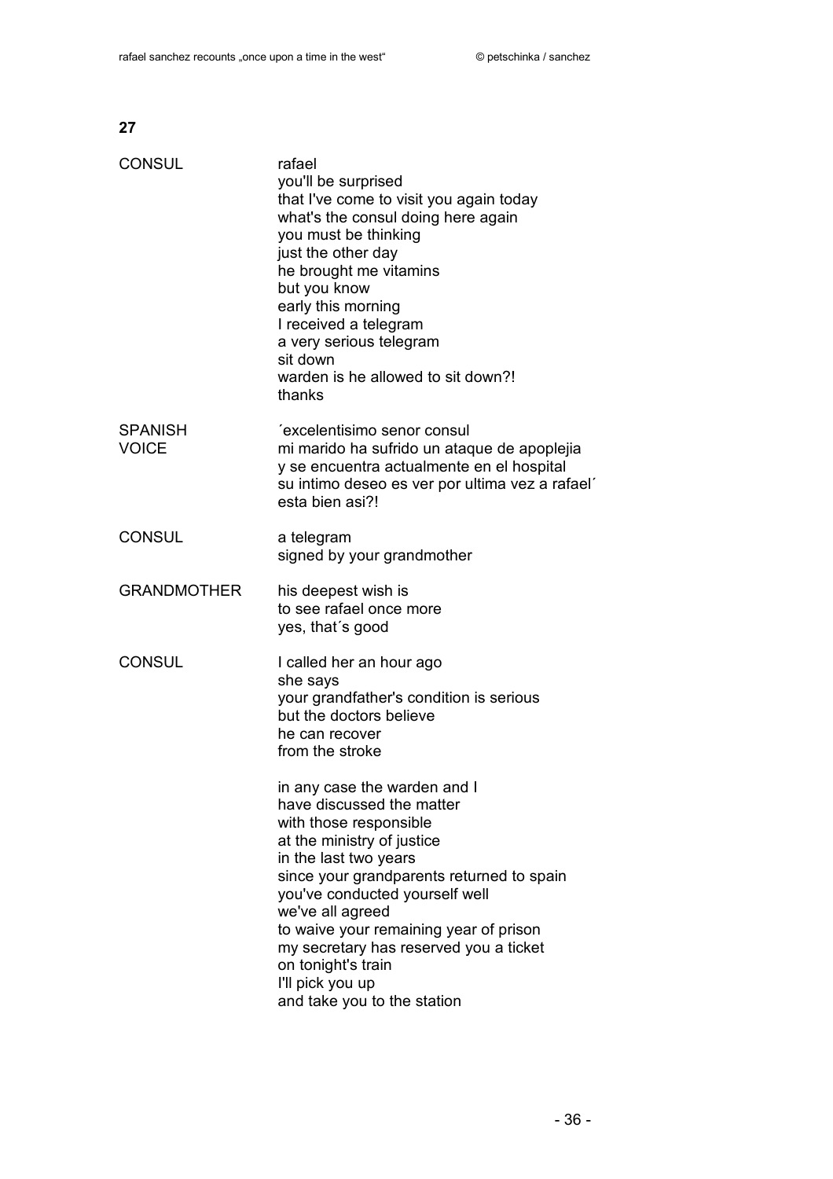**27**

| | |
|---|---|
| CONSUL | rafael<br>you'll be surprised<br>that I've come to visit you again today<br>what's the consul doing here again<br>you must be thinking<br>just the other day<br>he brought me vitamins<br>but you know<br>early this morning<br>I received a telegram<br>a very serious telegram<br>sit down<br>warden is he allowed to sit down?!<br>thanks |
| SPANISH VOICE | ´excelentisimo senor consul<br>mi marido ha sufrido un ataque de apoplejia<br>y se encuentra actualmente en el hospital<br>su intimo deseo es ver por ultima vez a rafael´<br>esta bien asi?! |
| CONSUL | a telegram<br>signed by your grandmother |
| GRANDMOTHER | his deepest wish is<br>to see rafael once more<br>yes, that´s good |
| CONSUL | I called her an hour ago<br>she says<br>your grandfather's condition is serious<br>but the doctors believe<br>he can recover<br>from the stroke<br><br>in any case the warden and I<br>have discussed the matter<br>with those responsible<br>at the ministry of justice<br>in the last two years<br>since your grandparents returned to spain<br>you've conducted yourself well<br>we've all agreed<br>to waive your remaining year of prison<br>my secretary has reserved you a ticket<br>on tonight's train<br>I'll pick you up<br>and take you to the station |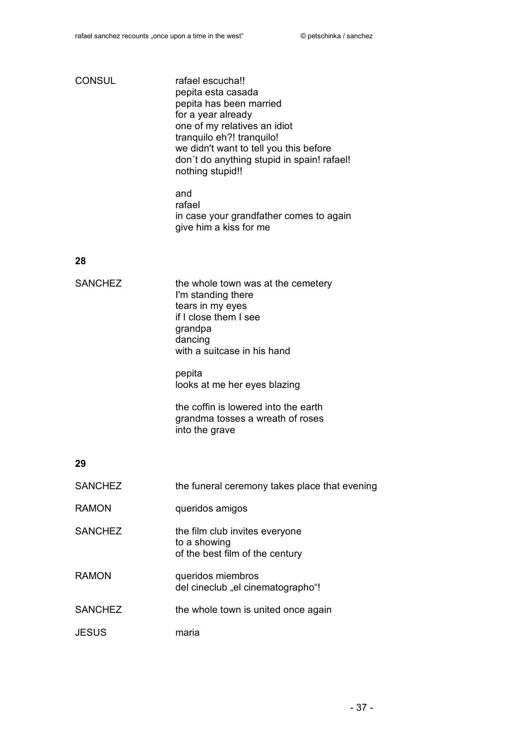CONSUL

rafael escucha!!  
pepita esta casada  
pepita has been married  
for a year already  
one of my relatives an idiot  
tranquilo eh?! tranquilo!  
we didn't want to tell you this before  
don´t do anything stupid in spain! rafael!  
nothing stupid!!

and  
rafael  
in case your grandfather comes to again  
give him a kiss for me

**28**

SANCHEZ

the whole town was at the cemetery  
I'm standing there  
tears in my eyes  
if I close them I see  
grandpa  
dancing  
with a suitcase in his hand

pepita  
looks at me her eyes blazing

the coffin is lowered into the earth  
grandma tosses a wreath of roses  
into the grave

**29**

SANCHEZ — the funeral ceremony takes place that evening

RAMON — queridos amigos

SANCHEZ — the film club invites everyone  
to a showing  
of the best film of the century

RAMON — queridos miembros  
del cineclub „el cinematographo"!

SANCHEZ — the whole town is united once again

JESUS — maria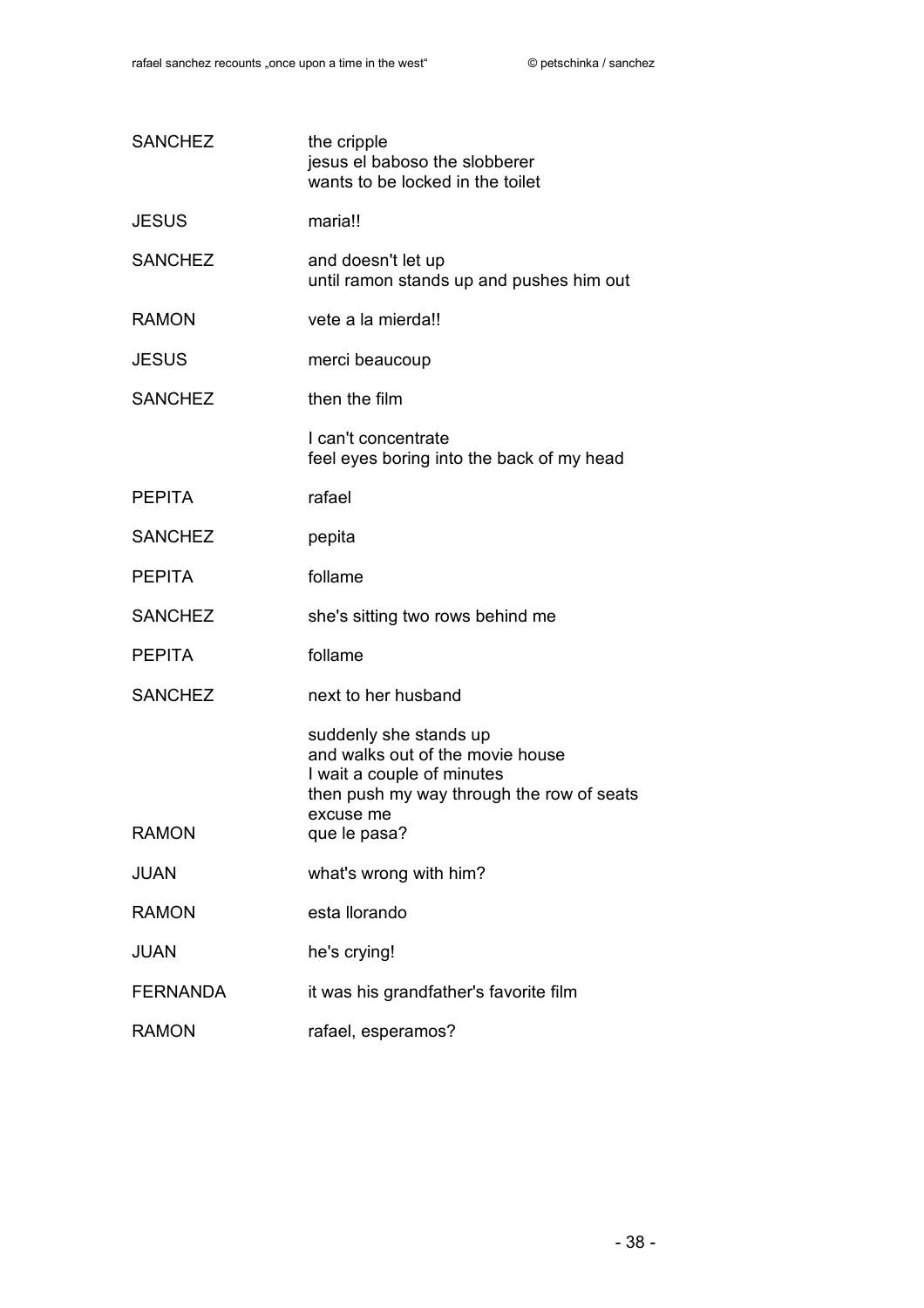| | |
|---|---|
| SANCHEZ | the cripple<br>jesus el baboso the slobberer<br>wants to be locked in the toilet |
| JESUS | maria!! |
| SANCHEZ | and doesn't let up<br>until ramon stands up and pushes him out |
| RAMON | vete a la mierda!! |
| JESUS | merci beaucoup |
| SANCHEZ | then the film<br><br>I can't concentrate<br>feel eyes boring into the back of my head |
| PEPITA | rafael |
| SANCHEZ | pepita |
| PEPITA | follame |
| SANCHEZ | she's sitting two rows behind me |
| PEPITA | follame |
| SANCHEZ | next to her husband<br><br>suddenly she stands up<br>and walks out of the movie house<br>I wait a couple of minutes<br>then push my way through the row of seats<br>excuse me |
| RAMON | que le pasa? |
| JUAN | what's wrong with him? |
| RAMON | esta llorando |
| JUAN | he's crying! |
| FERNANDA | it was his grandfather's favorite film |
| RAMON | rafael, esperamos? |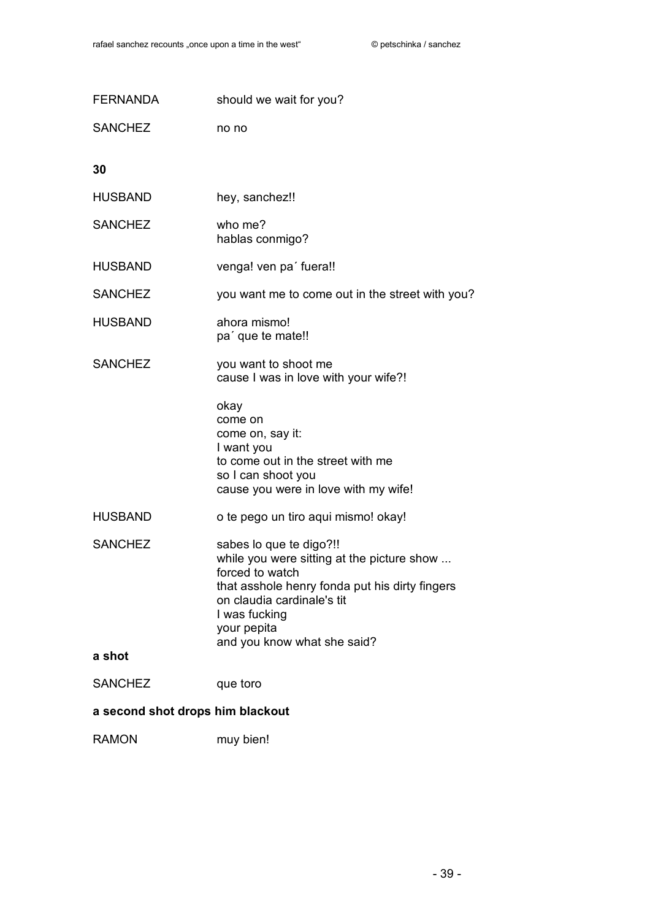| | |
|---|---|
| FERNANDA | should we wait for you? |
| SANCHEZ | no no |

**30**

| | |
|---|---|
| HUSBAND | hey, sanchez!! |
| SANCHEZ | who me?<br>hablas conmigo? |
| HUSBAND | venga! ven pa´ fuera!! |
| SANCHEZ | you want me to come out in the street with you? |
| HUSBAND | ahora mismo!<br>pa´ que te mate!! |
| SANCHEZ | you want to shoot me<br>cause I was in love with your wife?!<br><br>okay<br>come on<br>come on, say it:<br>I want you<br>to come out in the street with me<br>so I can shoot you<br>cause you were in love with my wife! |
| HUSBAND | o te pego un tiro aqui mismo! okay! |
| SANCHEZ | sabes lo que te digo?!!<br>while you were sitting at the picture show ...<br>forced to watch<br>that asshole henry fonda put his dirty fingers<br>on claudia cardinale's tit<br>I was fucking<br>your pepita<br>and you know what she said? |

**a shot**

| | |
|---|---|
| SANCHEZ | que toro |

**a second shot drops him blackout**

| | |
|---|---|
| RAMON | muy bien! |